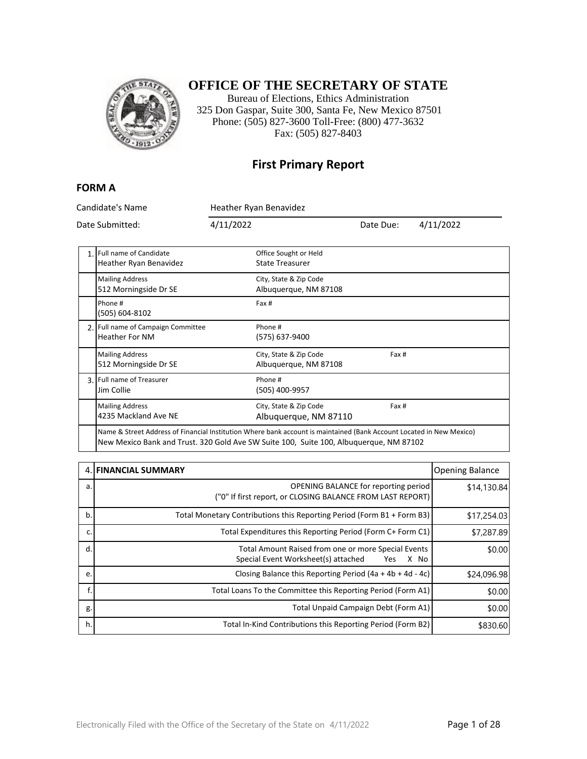# OFFICE OF THE SECRETARY OF STATE

Bureau of Elections, Ethics Administration
325 Don Gaspar, Suite 300, Santa Fe, New Mexico 87501
Phone: (505) 827-3600 Toll-Free: (800) 477-3632
Fax: (505) 827-8403

## First Primary Report

### FORM A

| | | | |
|---|---|---|---|
| Candidate's Name | Heather Ryan Benavidez | | |
| Date Submitted: | 4/11/2022 | Date Due: | 4/11/2022 |

| | | | |
|---|---|---|---|
| 1. | Full name of Candidate<br>Heather Ryan Benavidez | Office Sought or Held<br>State Treasurer | |
| | Mailing Address<br>512 Morningside Dr SE | City, State & Zip Code<br>Albuquerque, NM 87108 | |
| | Phone #<br>(505) 604-8102 | Fax # | |
| 2. | Full name of Campaign Committee<br>Heather For NM | Phone #<br>(575) 637-9400 | |
| | Mailing Address<br>512 Morningside Dr SE | City, State & Zip Code<br>Albuquerque, NM 87108 | Fax # |
| 3. | Full name of Treasurer<br>Jim Collie | Phone #<br>(505) 400-9957 | |
| | Mailing Address<br>4235 Mackland Ave NE | City, State & Zip Code<br>Albuquerque, NM 87110 | Fax # |
| | Name & Street Address of Financial Institution Where bank account is maintained (Bank Account Located in New Mexico)<br>New Mexico Bank and Trust. 320 Gold Ave SW Suite 100, Suite 100, Albuquerque, NM 87102 | | |

| 4. | FINANCIAL SUMMARY | Opening Balance |
|---|---|---|
| a. | OPENING BALANCE for reporting period<br>("0" If first report, or CLOSING BALANCE FROM LAST REPORT) | $14,130.84 |
| b. | Total Monetary Contributions this Reporting Period (Form B1 + Form B3) | $17,254.03 |
| c. | Total Expenditures this Reporting Period (Form C+ Form C1) | $7,287.89 |
| d. | Total Amount Raised from one or more Special Events<br>Special Event Worksheet(s) attached Yes X No | $0.00 |
| e. | Closing Balance this Reporting Period (4a + 4b + 4d - 4c) | $24,096.98 |
| f. | Total Loans To the Committee this Reporting Period (Form A1) | $0.00 |
| g. | Total Unpaid Campaign Debt (Form A1) | $0.00 |
| h. | Total In-Kind Contributions this Reporting Period (Form B2) | $830.60 |

Electronically Filed with the Office of the Secretary of the State on 4/11/2022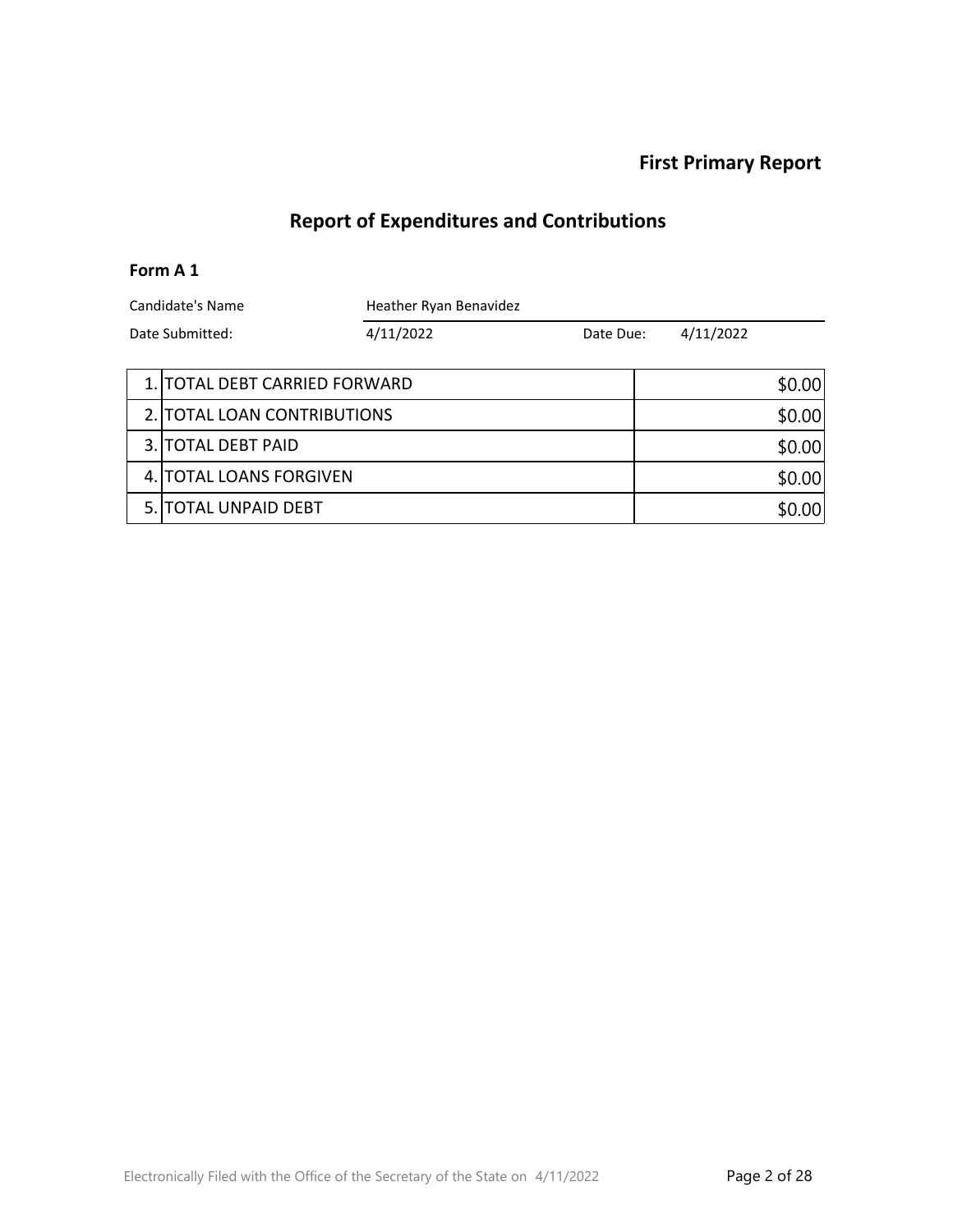**First Primary Report**

## Report of Expenditures and Contributions

### Form A 1

| Candidate's Name | Heather Ryan Benavidez | | |
|---|---|---|---|
| Date Submitted: | 4/11/2022 | Date Due: | 4/11/2022 |

| | | |
|---|---|---|
| 1. | TOTAL DEBT CARRIED FORWARD | $0.00 |
| 2. | TOTAL LOAN CONTRIBUTIONS | $0.00 |
| 3. | TOTAL DEBT PAID | $0.00 |
| 4. | TOTAL LOANS FORGIVEN | $0.00 |
| 5. | TOTAL UNPAID DEBT | $0.00 |

Electronically Filed with the Office of the Secretary of the State on 4/11/2022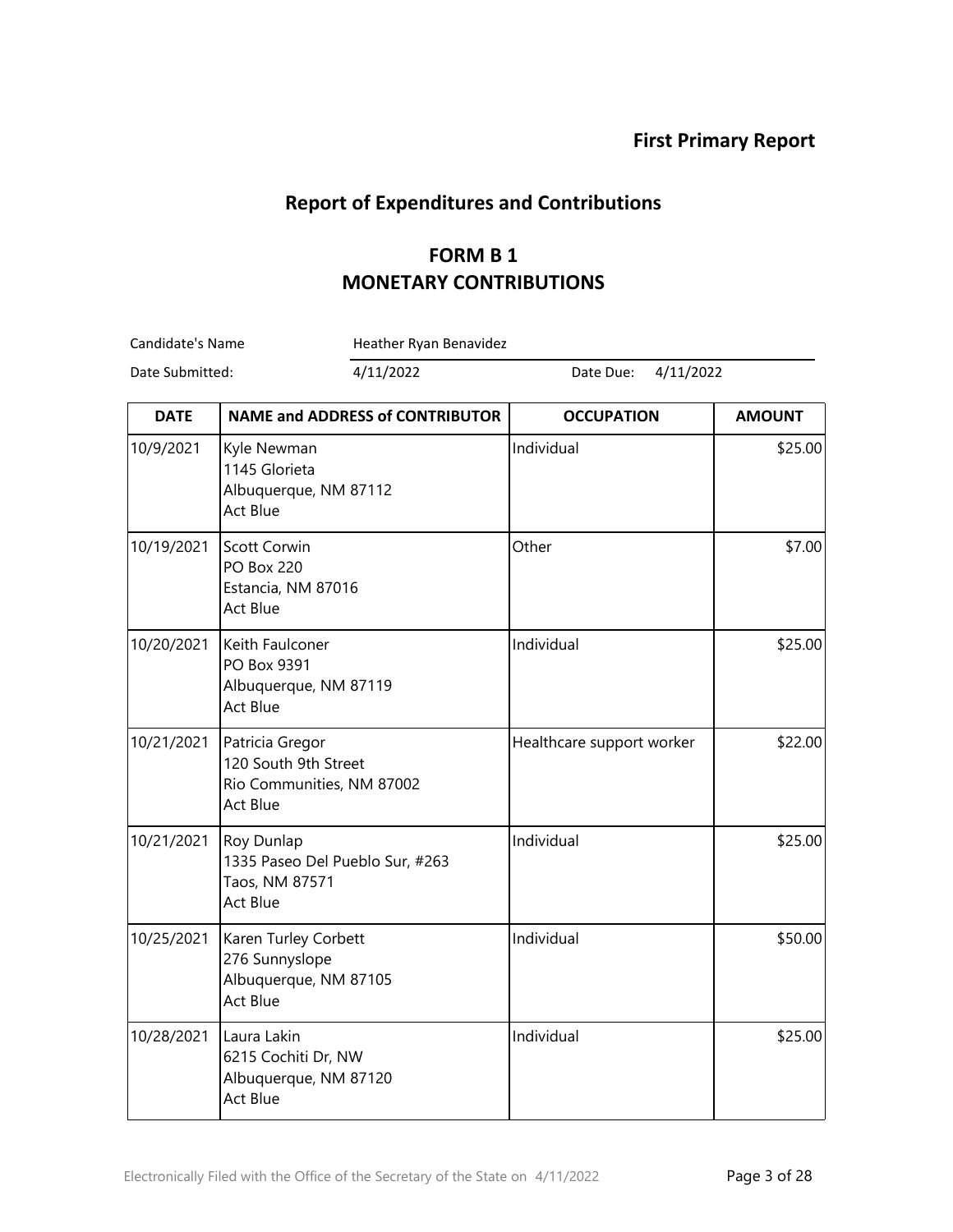**First Primary Report**

## Report of Expenditures and Contributions

## FORM B 1
## MONETARY CONTRIBUTIONS

Candidate's Name: Heather Ryan Benavidez

Date Submitted: 4/11/2022 Date Due: 4/11/2022

| DATE | NAME and ADDRESS of CONTRIBUTOR | OCCUPATION | AMOUNT |
|---|---|---|---|
| 10/9/2021 | Kyle Newman<br>1145 Glorieta<br>Albuquerque, NM 87112<br>Act Blue | Individual | $25.00 |
| 10/19/2021 | Scott Corwin<br>PO Box 220<br>Estancia, NM 87016<br>Act Blue | Other | $7.00 |
| 10/20/2021 | Keith Faulconer<br>PO Box 9391<br>Albuquerque, NM 87119<br>Act Blue | Individual | $25.00 |
| 10/21/2021 | Patricia Gregor<br>120 South 9th Street<br>Rio Communities, NM 87002<br>Act Blue | Healthcare support worker | $22.00 |
| 10/21/2021 | Roy Dunlap<br>1335 Paseo Del Pueblo Sur, #263<br>Taos, NM 87571<br>Act Blue | Individual | $25.00 |
| 10/25/2021 | Karen Turley Corbett<br>276 Sunnyslope<br>Albuquerque, NM 87105<br>Act Blue | Individual | $50.00 |
| 10/28/2021 | Laura Lakin<br>6215 Cochiti Dr, NW<br>Albuquerque, NM 87120<br>Act Blue | Individual | $25.00 |

Electronically Filed with the Office of the Secretary of the State on 4/11/2022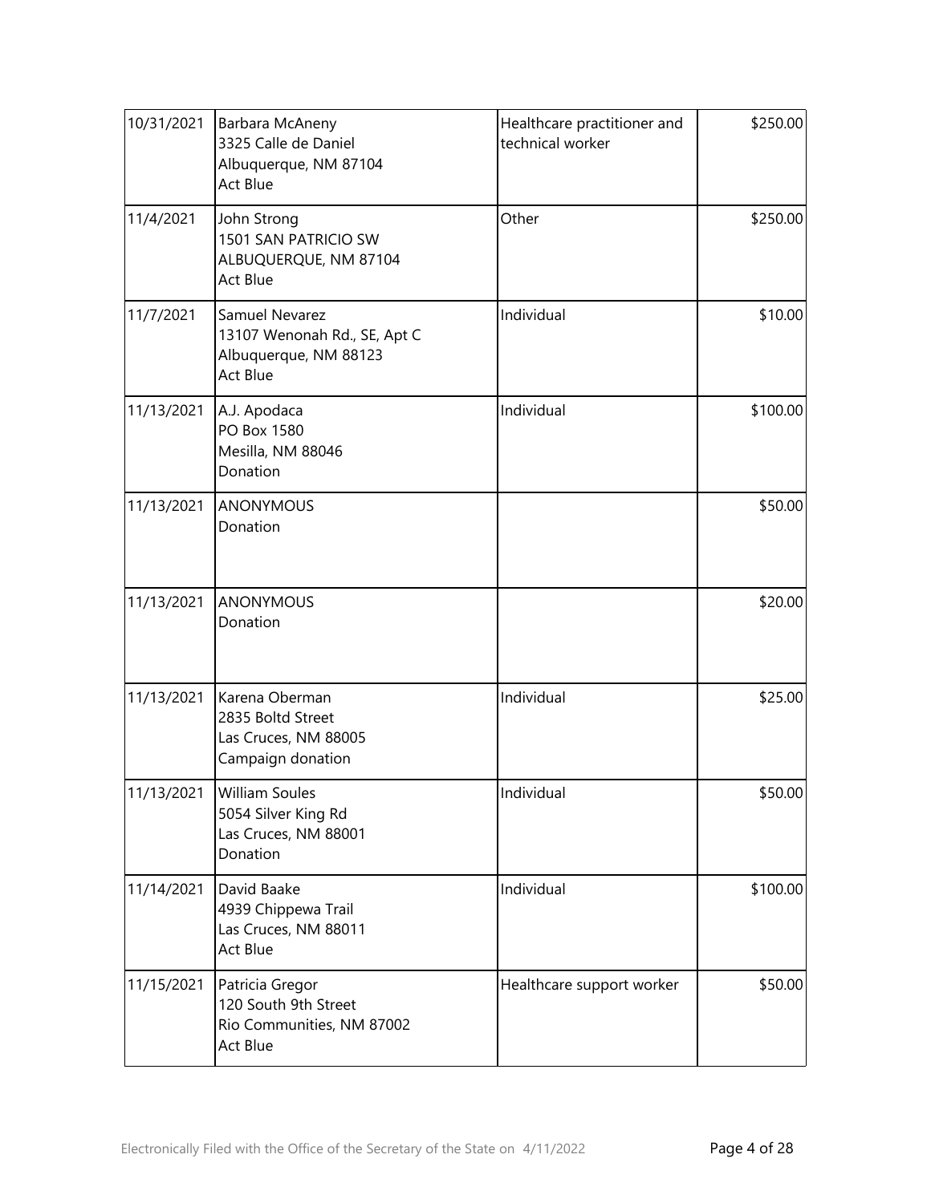| | | | |
|---|---|---|---|
| 10/31/2021 | Barbara McAneny<br>3325 Calle de Daniel<br>Albuquerque, NM 87104<br>Act Blue | Healthcare practitioner and technical worker | \$250.00 |
| 11/4/2021 | John Strong<br>1501 SAN PATRICIO SW<br>ALBUQUERQUE, NM 87104<br>Act Blue | Other | \$250.00 |
| 11/7/2021 | Samuel Nevarez<br>13107 Wenonah Rd., SE, Apt C<br>Albuquerque, NM 88123<br>Act Blue | Individual | \$10.00 |
| 11/13/2021 | A.J. Apodaca<br>PO Box 1580<br>Mesilla, NM 88046<br>Donation | Individual | \$100.00 |
| 11/13/2021 | ANONYMOUS<br>Donation | | \$50.00 |
| 11/13/2021 | ANONYMOUS<br>Donation | | \$20.00 |
| 11/13/2021 | Karena Oberman<br>2835 Boltd Street<br>Las Cruces, NM 88005<br>Campaign donation | Individual | \$25.00 |
| 11/13/2021 | William Soules<br>5054 Silver King Rd<br>Las Cruces, NM 88001<br>Donation | Individual | \$50.00 |
| 11/14/2021 | David Baake<br>4939 Chippewa Trail<br>Las Cruces, NM 88011<br>Act Blue | Individual | \$100.00 |
| 11/15/2021 | Patricia Gregor<br>120 South 9th Street<br>Rio Communities, NM 87002<br>Act Blue | Healthcare support worker | \$50.00 |

Electronically Filed with the Office of the Secretary of the State on 4/11/2022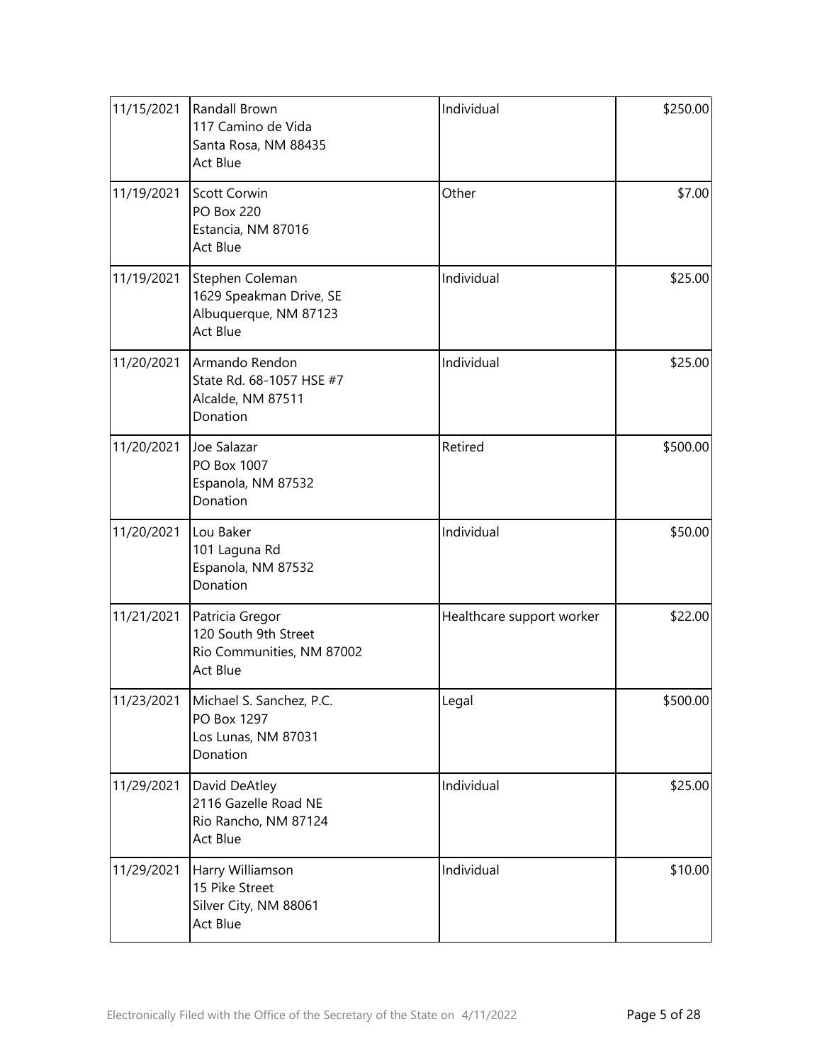| | | | |
|---|---|---|---|
| 11/15/2021 | Randall Brown<br>117 Camino de Vida<br>Santa Rosa, NM 88435<br>Act Blue | Individual | \$250.00 |
| 11/19/2021 | Scott Corwin<br>PO Box 220<br>Estancia, NM 87016<br>Act Blue | Other | \$7.00 |
| 11/19/2021 | Stephen Coleman<br>1629 Speakman Drive, SE<br>Albuquerque, NM 87123<br>Act Blue | Individual | \$25.00 |
| 11/20/2021 | Armando Rendon<br>State Rd. 68-1057 HSE #7<br>Alcalde, NM 87511<br>Donation | Individual | \$25.00 |
| 11/20/2021 | Joe Salazar<br>PO Box 1007<br>Espanola, NM 87532<br>Donation | Retired | \$500.00 |
| 11/20/2021 | Lou Baker<br>101 Laguna Rd<br>Espanola, NM 87532<br>Donation | Individual | \$50.00 |
| 11/21/2021 | Patricia Gregor<br>120 South 9th Street<br>Rio Communities, NM 87002<br>Act Blue | Healthcare support worker | \$22.00 |
| 11/23/2021 | Michael S. Sanchez, P.C.<br>PO Box 1297<br>Los Lunas, NM 87031<br>Donation | Legal | \$500.00 |
| 11/29/2021 | David DeAtley<br>2116 Gazelle Road NE<br>Rio Rancho, NM 87124<br>Act Blue | Individual | \$25.00 |
| 11/29/2021 | Harry Williamson<br>15 Pike Street<br>Silver City, NM 88061<br>Act Blue | Individual | \$10.00 |

Electronically Filed with the Office of the Secretary of the State on 4/11/2022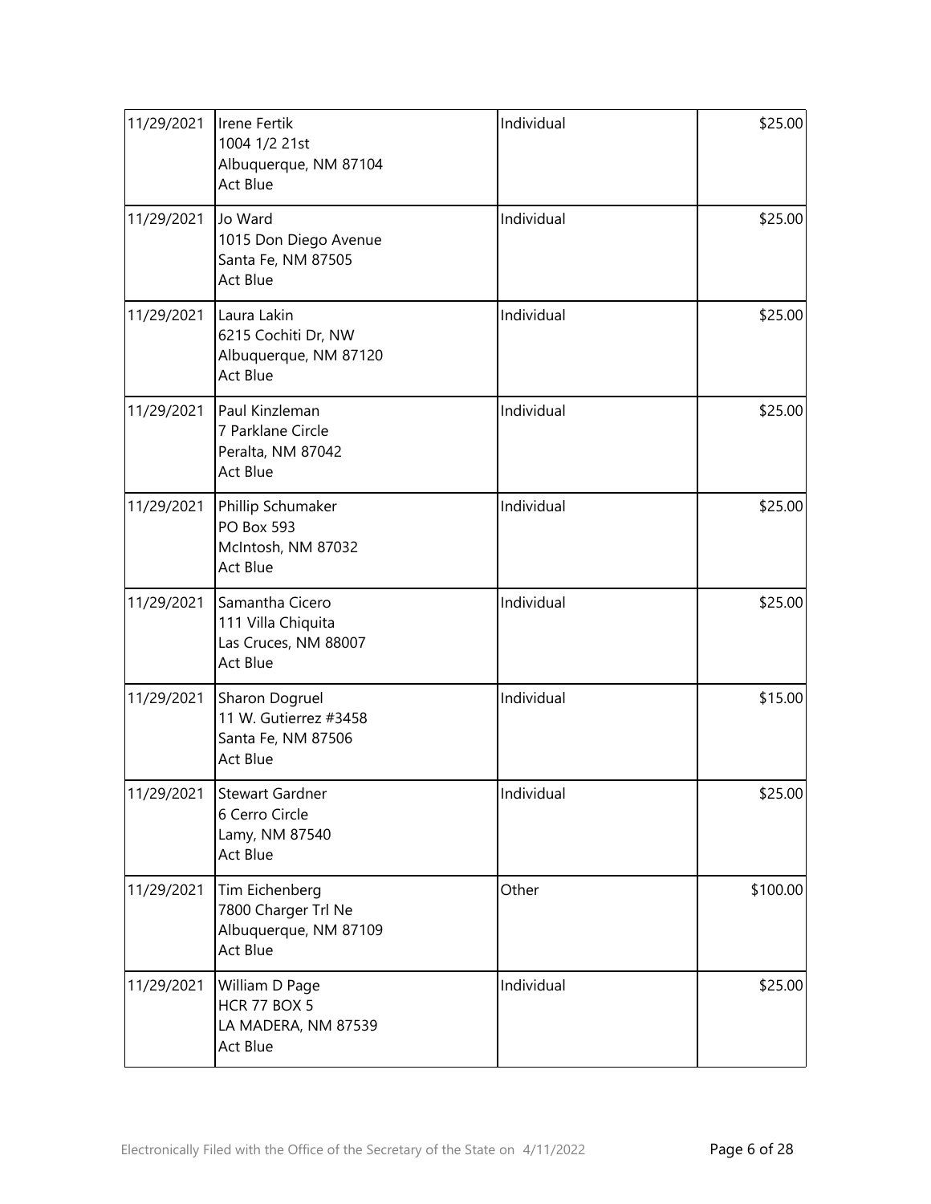| | | | |
|---|---|---|---|
| 11/29/2021 | Irene Fertik<br>1004 1/2 21st<br>Albuquerque, NM 87104<br>Act Blue | Individual | \$25.00 |
| 11/29/2021 | Jo Ward<br>1015 Don Diego Avenue<br>Santa Fe, NM 87505<br>Act Blue | Individual | \$25.00 |
| 11/29/2021 | Laura Lakin<br>6215 Cochiti Dr, NW<br>Albuquerque, NM 87120<br>Act Blue | Individual | \$25.00 |
| 11/29/2021 | Paul Kinzleman<br>7 Parklane Circle<br>Peralta, NM 87042<br>Act Blue | Individual | \$25.00 |
| 11/29/2021 | Phillip Schumaker<br>PO Box 593<br>McIntosh, NM 87032<br>Act Blue | Individual | \$25.00 |
| 11/29/2021 | Samantha Cicero<br>111 Villa Chiquita<br>Las Cruces, NM 88007<br>Act Blue | Individual | \$25.00 |
| 11/29/2021 | Sharon Dogruel<br>11 W. Gutierrez #3458<br>Santa Fe, NM 87506<br>Act Blue | Individual | \$15.00 |
| 11/29/2021 | Stewart Gardner<br>6 Cerro Circle<br>Lamy, NM 87540<br>Act Blue | Individual | \$25.00 |
| 11/29/2021 | Tim Eichenberg<br>7800 Charger Trl Ne<br>Albuquerque, NM 87109<br>Act Blue | Other | \$100.00 |
| 11/29/2021 | William D Page<br>HCR 77 BOX 5<br>LA MADERA, NM 87539<br>Act Blue | Individual | \$25.00 |

Electronically Filed with the Office of the Secretary of the State on 4/11/2022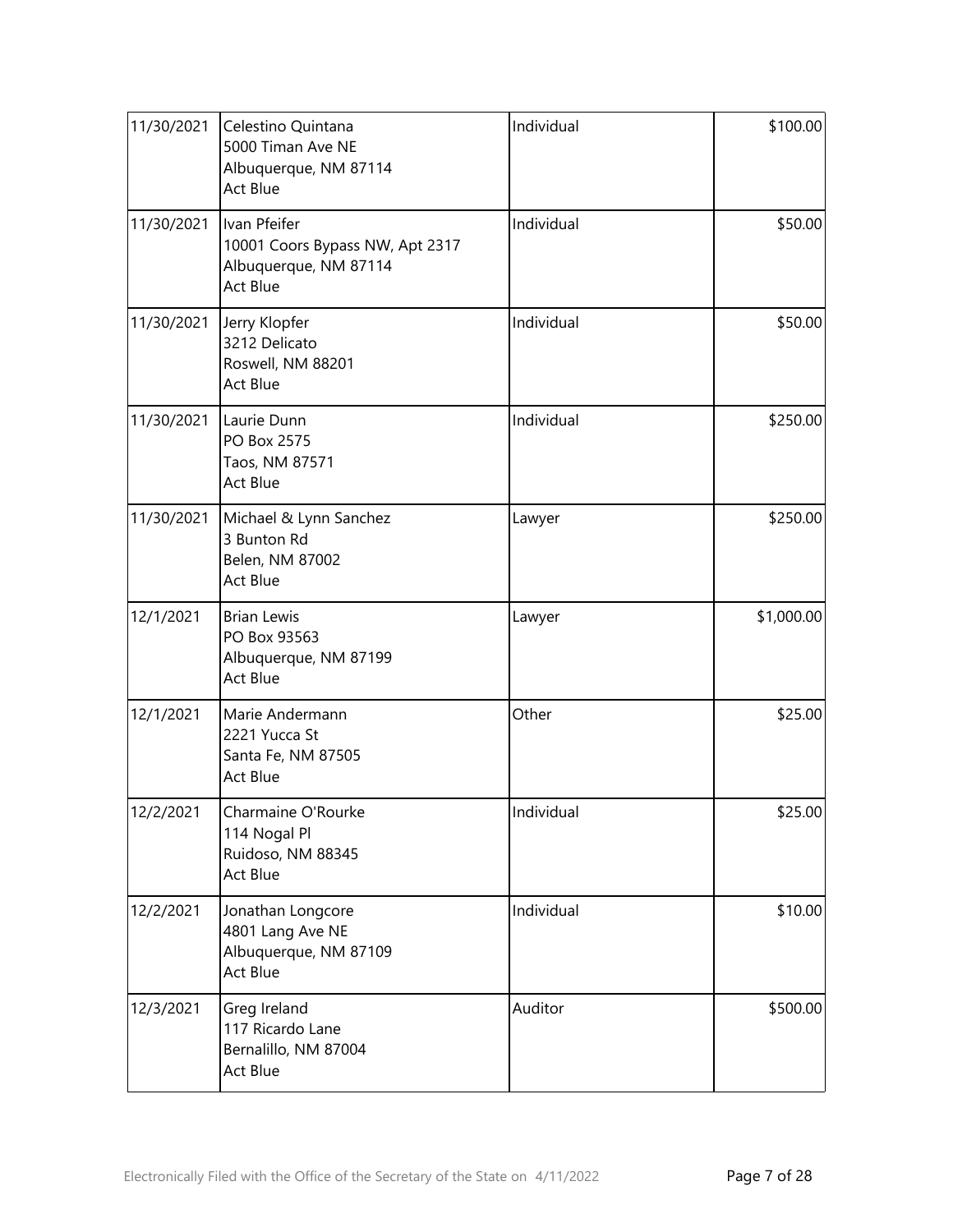| | | | |
|---|---|---|---|
| 11/30/2021 | Celestino Quintana<br>5000 Timan Ave NE<br>Albuquerque, NM 87114<br>Act Blue | Individual | $100.00 |
| 11/30/2021 | Ivan Pfeifer<br>10001 Coors Bypass NW, Apt 2317<br>Albuquerque, NM 87114<br>Act Blue | Individual | $50.00 |
| 11/30/2021 | Jerry Klopfer<br>3212 Delicato<br>Roswell, NM 88201<br>Act Blue | Individual | $50.00 |
| 11/30/2021 | Laurie Dunn<br>PO Box 2575<br>Taos, NM 87571<br>Act Blue | Individual | $250.00 |
| 11/30/2021 | Michael & Lynn Sanchez<br>3 Bunton Rd<br>Belen, NM 87002<br>Act Blue | Lawyer | $250.00 |
| 12/1/2021 | Brian Lewis<br>PO Box 93563<br>Albuquerque, NM 87199<br>Act Blue | Lawyer | $1,000.00 |
| 12/1/2021 | Marie Andermann<br>2221 Yucca St<br>Santa Fe, NM 87505<br>Act Blue | Other | $25.00 |
| 12/2/2021 | Charmaine O'Rourke<br>114 Nogal Pl<br>Ruidoso, NM 88345<br>Act Blue | Individual | $25.00 |
| 12/2/2021 | Jonathan Longcore<br>4801 Lang Ave NE<br>Albuquerque, NM 87109<br>Act Blue | Individual | $10.00 |
| 12/3/2021 | Greg Ireland<br>117 Ricardo Lane<br>Bernalillo, NM 87004<br>Act Blue | Auditor | $500.00 |

Electronically Filed with the Office of the Secretary of the State on 4/11/2022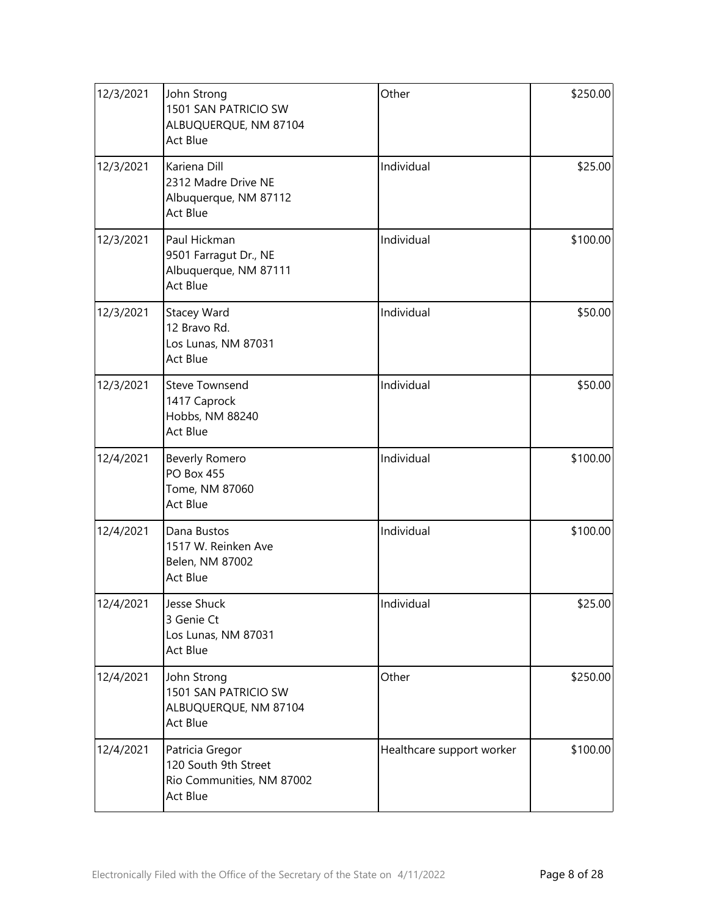| | | | |
|---|---|---|---|
| 12/3/2021 | John Strong<br>1501 SAN PATRICIO SW<br>ALBUQUERQUE, NM 87104<br>Act Blue | Other | $250.00 |
| 12/3/2021 | Kariena Dill<br>2312 Madre Drive NE<br>Albuquerque, NM 87112<br>Act Blue | Individual | $25.00 |
| 12/3/2021 | Paul Hickman<br>9501 Farragut Dr., NE<br>Albuquerque, NM 87111<br>Act Blue | Individual | $100.00 |
| 12/3/2021 | Stacey Ward<br>12 Bravo Rd.<br>Los Lunas, NM 87031<br>Act Blue | Individual | $50.00 |
| 12/3/2021 | Steve Townsend<br>1417 Caprock<br>Hobbs, NM 88240<br>Act Blue | Individual | $50.00 |
| 12/4/2021 | Beverly Romero<br>PO Box 455<br>Tome, NM 87060<br>Act Blue | Individual | $100.00 |
| 12/4/2021 | Dana Bustos<br>1517 W. Reinken Ave<br>Belen, NM 87002<br>Act Blue | Individual | $100.00 |
| 12/4/2021 | Jesse Shuck<br>3 Genie Ct<br>Los Lunas, NM 87031<br>Act Blue | Individual | $25.00 |
| 12/4/2021 | John Strong<br>1501 SAN PATRICIO SW<br>ALBUQUERQUE, NM 87104<br>Act Blue | Other | $250.00 |
| 12/4/2021 | Patricia Gregor<br>120 South 9th Street<br>Rio Communities, NM 87002<br>Act Blue | Healthcare support worker | $100.00 |

Electronically Filed with the Office of the Secretary of the State on 4/11/2022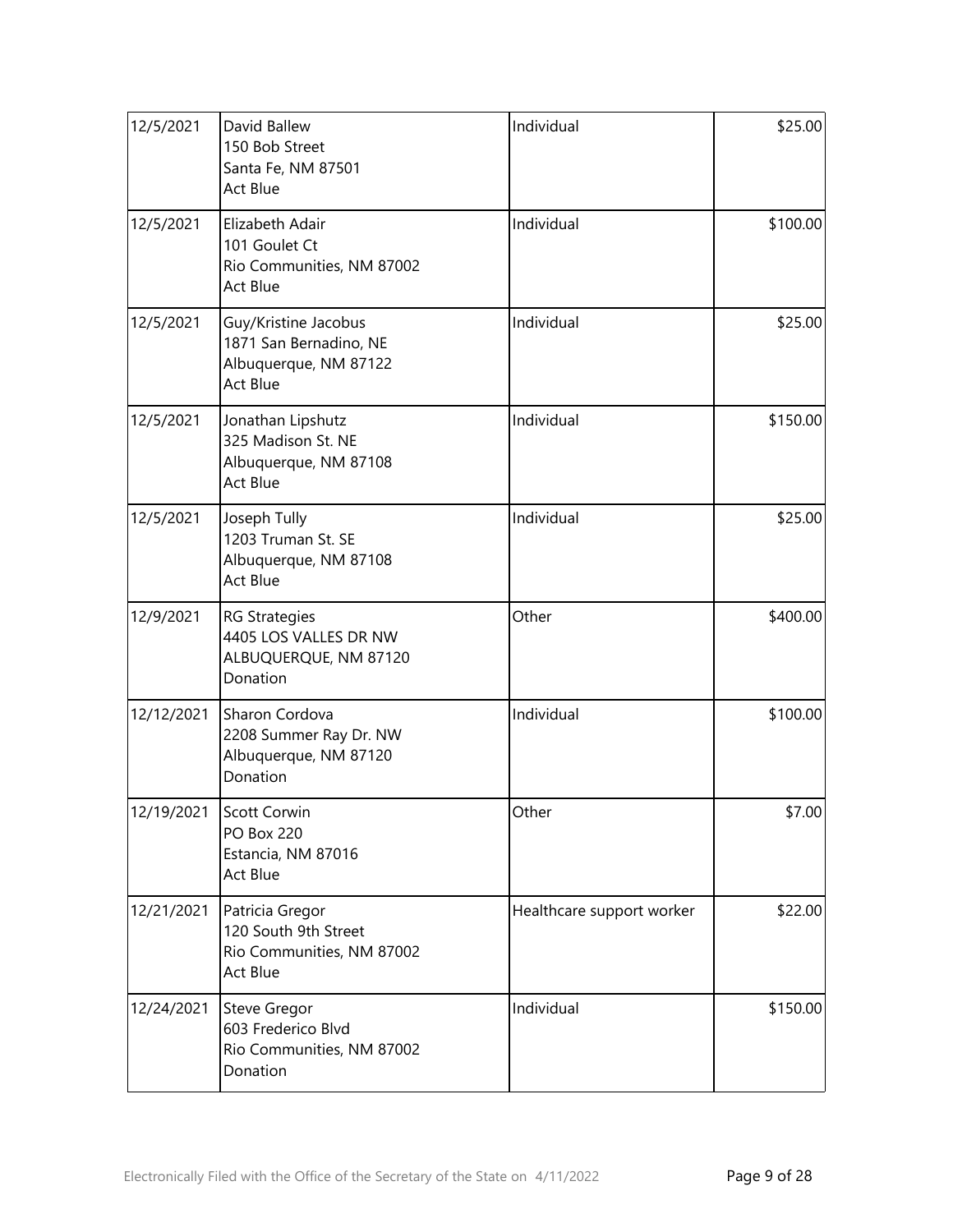| | | | |
|---|---|---|---|
| 12/5/2021 | David Ballew<br>150 Bob Street<br>Santa Fe, NM 87501<br>Act Blue | Individual | $25.00 |
| 12/5/2021 | Elizabeth Adair<br>101 Goulet Ct<br>Rio Communities, NM 87002<br>Act Blue | Individual | $100.00 |
| 12/5/2021 | Guy/Kristine Jacobus<br>1871 San Bernadino, NE<br>Albuquerque, NM 87122<br>Act Blue | Individual | $25.00 |
| 12/5/2021 | Jonathan Lipshutz<br>325 Madison St. NE<br>Albuquerque, NM 87108<br>Act Blue | Individual | $150.00 |
| 12/5/2021 | Joseph Tully<br>1203 Truman St. SE<br>Albuquerque, NM 87108<br>Act Blue | Individual | $25.00 |
| 12/9/2021 | RG Strategies<br>4405 LOS VALLES DR NW<br>ALBUQUERQUE, NM 87120<br>Donation | Other | $400.00 |
| 12/12/2021 | Sharon Cordova<br>2208 Summer Ray Dr. NW<br>Albuquerque, NM 87120<br>Donation | Individual | $100.00 |
| 12/19/2021 | Scott Corwin<br>PO Box 220<br>Estancia, NM 87016<br>Act Blue | Other | $7.00 |
| 12/21/2021 | Patricia Gregor<br>120 South 9th Street<br>Rio Communities, NM 87002<br>Act Blue | Healthcare support worker | $22.00 |
| 12/24/2021 | Steve Gregor<br>603 Frederico Blvd<br>Rio Communities, NM 87002<br>Donation | Individual | $150.00 |

Electronically Filed with the Office of the Secretary of the State on 4/11/2022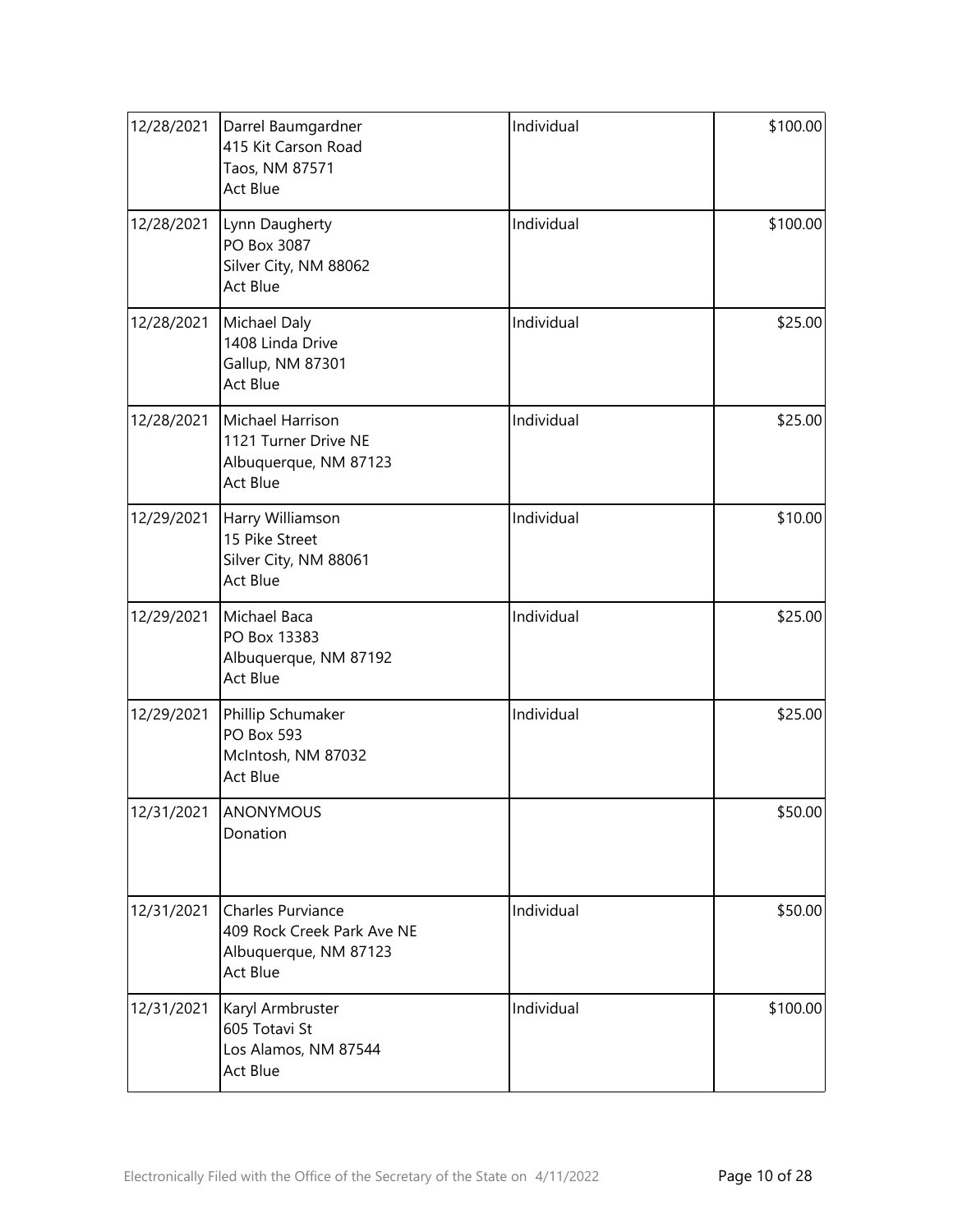| | | | |
|---|---|---|---|
| 12/28/2021 | Darrel Baumgardner<br>415 Kit Carson Road<br>Taos, NM 87571<br>Act Blue | Individual | $100.00 |
| 12/28/2021 | Lynn Daugherty<br>PO Box 3087<br>Silver City, NM 88062<br>Act Blue | Individual | $100.00 |
| 12/28/2021 | Michael Daly<br>1408 Linda Drive<br>Gallup, NM 87301<br>Act Blue | Individual | $25.00 |
| 12/28/2021 | Michael Harrison<br>1121 Turner Drive NE<br>Albuquerque, NM 87123<br>Act Blue | Individual | $25.00 |
| 12/29/2021 | Harry Williamson<br>15 Pike Street<br>Silver City, NM 88061<br>Act Blue | Individual | $10.00 |
| 12/29/2021 | Michael Baca<br>PO Box 13383<br>Albuquerque, NM 87192<br>Act Blue | Individual | $25.00 |
| 12/29/2021 | Phillip Schumaker<br>PO Box 593<br>McIntosh, NM 87032<br>Act Blue | Individual | $25.00 |
| 12/31/2021 | ANONYMOUS<br>Donation | | $50.00 |
| 12/31/2021 | Charles Purviance<br>409 Rock Creek Park Ave NE<br>Albuquerque, NM 87123<br>Act Blue | Individual | $50.00 |
| 12/31/2021 | Karyl Armbruster<br>605 Totavi St<br>Los Alamos, NM 87544<br>Act Blue | Individual | $100.00 |

Electronically Filed with the Office of the Secretary of the State on 4/11/2022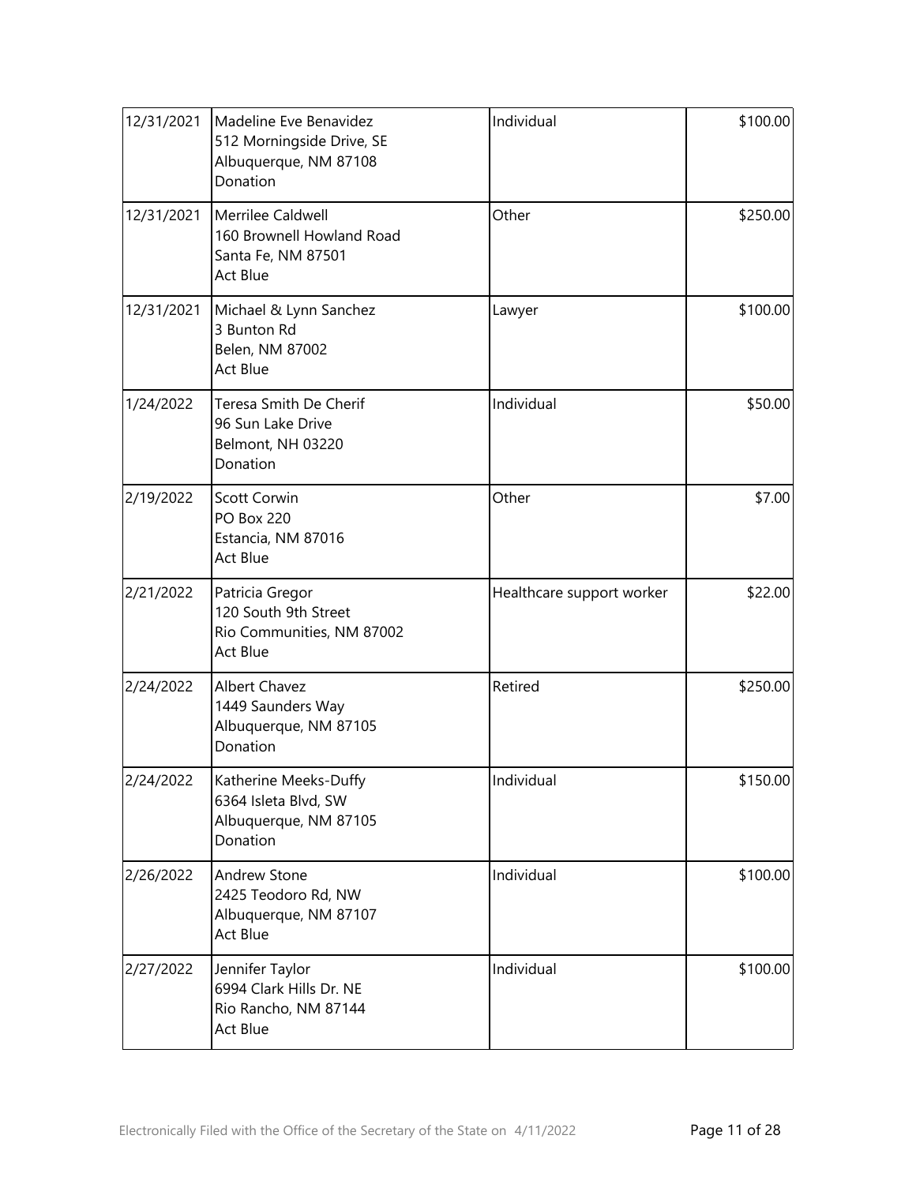| | | | |
|---|---|---|---|
| 12/31/2021 | Madeline Eve Benavidez<br>512 Morningside Drive, SE<br>Albuquerque, NM 87108<br>Donation | Individual | $100.00 |
| 12/31/2021 | Merrilee Caldwell<br>160 Brownell Howland Road<br>Santa Fe, NM 87501<br>Act Blue | Other | $250.00 |
| 12/31/2021 | Michael & Lynn Sanchez<br>3 Bunton Rd<br>Belen, NM 87002<br>Act Blue | Lawyer | $100.00 |
| 1/24/2022 | Teresa Smith De Cherif<br>96 Sun Lake Drive<br>Belmont, NH 03220<br>Donation | Individual | $50.00 |
| 2/19/2022 | Scott Corwin<br>PO Box 220<br>Estancia, NM 87016<br>Act Blue | Other | $7.00 |
| 2/21/2022 | Patricia Gregor<br>120 South 9th Street<br>Rio Communities, NM 87002<br>Act Blue | Healthcare support worker | $22.00 |
| 2/24/2022 | Albert Chavez<br>1449 Saunders Way<br>Albuquerque, NM 87105<br>Donation | Retired | $250.00 |
| 2/24/2022 | Katherine Meeks-Duffy<br>6364 Isleta Blvd, SW<br>Albuquerque, NM 87105<br>Donation | Individual | $150.00 |
| 2/26/2022 | Andrew Stone<br>2425 Teodoro Rd, NW<br>Albuquerque, NM 87107<br>Act Blue | Individual | $100.00 |
| 2/27/2022 | Jennifer Taylor<br>6994 Clark Hills Dr. NE<br>Rio Rancho, NM 87144<br>Act Blue | Individual | $100.00 |

Electronically Filed with the Office of the Secretary of the State on 4/11/2022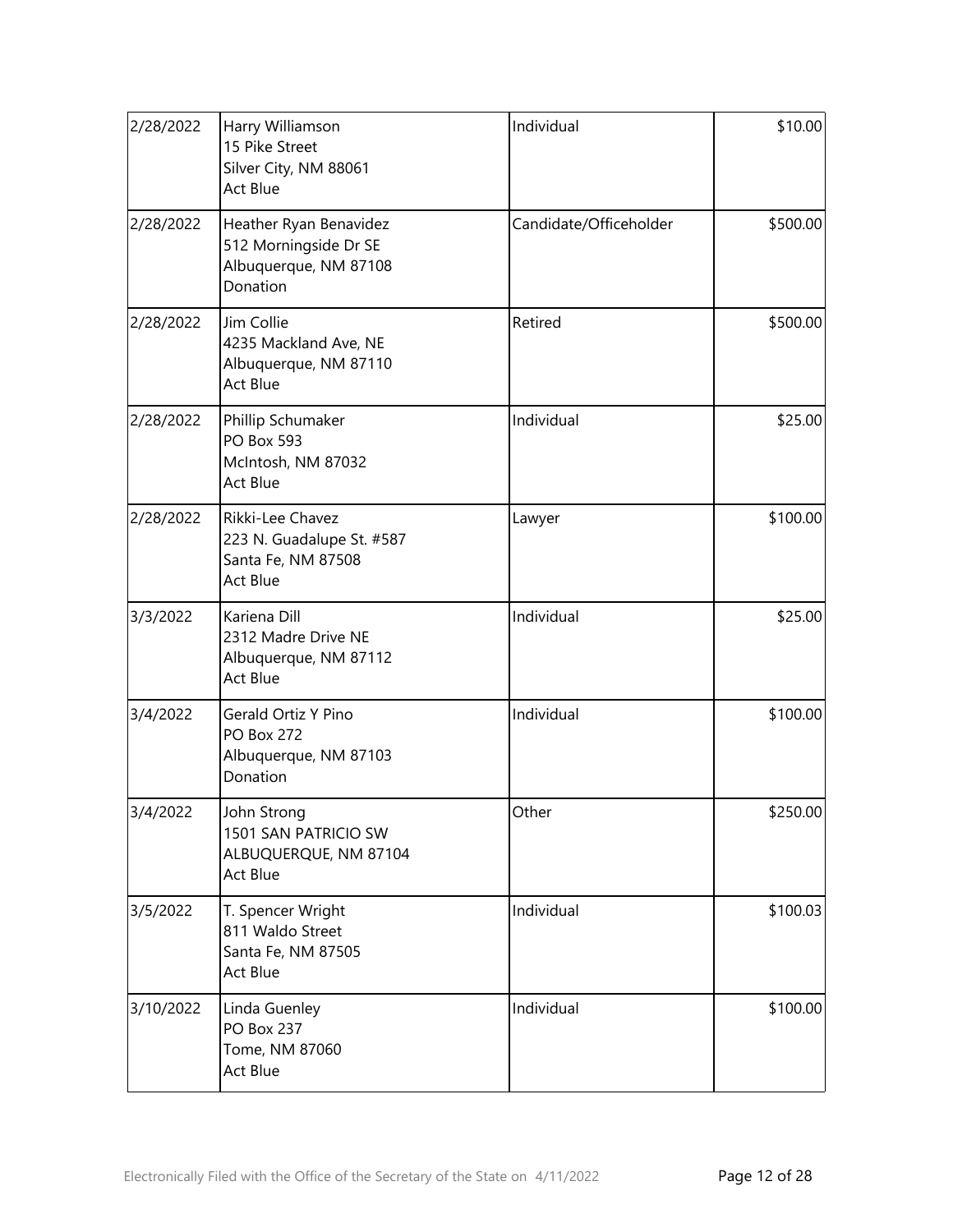| | | | |
|---|---|---|---|
| 2/28/2022 | Harry Williamson<br>15 Pike Street<br>Silver City, NM 88061<br>Act Blue | Individual | $10.00 |
| 2/28/2022 | Heather Ryan Benavidez<br>512 Morningside Dr SE<br>Albuquerque, NM 87108<br>Donation | Candidate/Officeholder | $500.00 |
| 2/28/2022 | Jim Collie<br>4235 Mackland Ave, NE<br>Albuquerque, NM 87110<br>Act Blue | Retired | $500.00 |
| 2/28/2022 | Phillip Schumaker<br>PO Box 593<br>McIntosh, NM 87032<br>Act Blue | Individual | $25.00 |
| 2/28/2022 | Rikki-Lee Chavez<br>223 N. Guadalupe St. #587<br>Santa Fe, NM 87508<br>Act Blue | Lawyer | $100.00 |
| 3/3/2022 | Kariena Dill<br>2312 Madre Drive NE<br>Albuquerque, NM 87112<br>Act Blue | Individual | $25.00 |
| 3/4/2022 | Gerald Ortiz Y Pino<br>PO Box 272<br>Albuquerque, NM 87103<br>Donation | Individual | $100.00 |
| 3/4/2022 | John Strong<br>1501 SAN PATRICIO SW<br>ALBUQUERQUE, NM 87104<br>Act Blue | Other | $250.00 |
| 3/5/2022 | T. Spencer Wright<br>811 Waldo Street<br>Santa Fe, NM 87505<br>Act Blue | Individual | $100.03 |
| 3/10/2022 | Linda Guenley<br>PO Box 237<br>Tome, NM 87060<br>Act Blue | Individual | $100.00 |

Electronically Filed with the Office of the Secretary of the State on 4/11/2022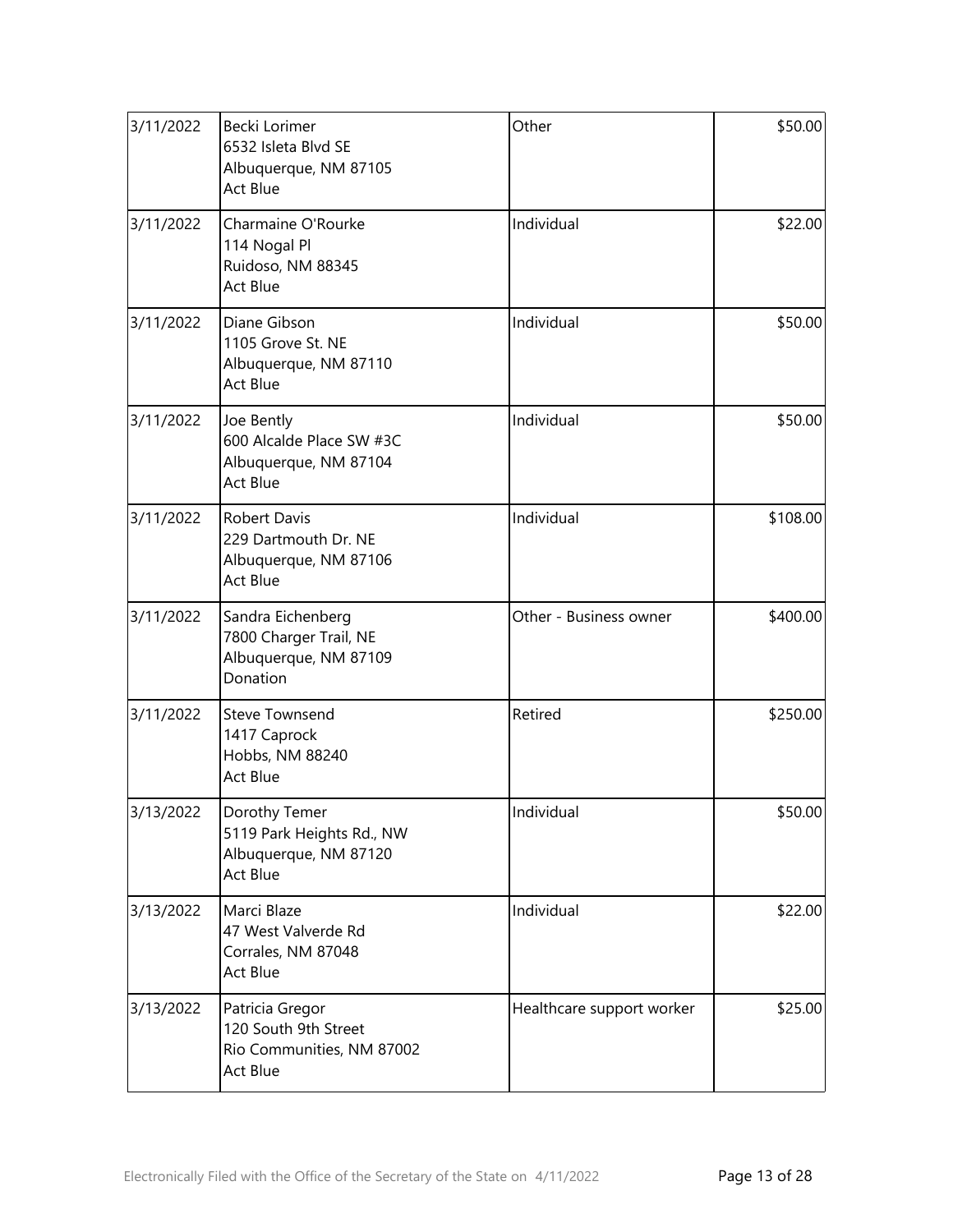| Date | Contributor | Occupation | Amount |
|---|---|---|---|
| 3/11/2022 | Becki Lorimer<br>6532 Isleta Blvd SE<br>Albuquerque, NM 87105<br>Act Blue | Other | $50.00 |
| 3/11/2022 | Charmaine O'Rourke<br>114 Nogal Pl<br>Ruidoso, NM 88345<br>Act Blue | Individual | $22.00 |
| 3/11/2022 | Diane Gibson<br>1105 Grove St. NE<br>Albuquerque, NM 87110<br>Act Blue | Individual | $50.00 |
| 3/11/2022 | Joe Bently<br>600 Alcalde Place SW #3C<br>Albuquerque, NM 87104<br>Act Blue | Individual | $50.00 |
| 3/11/2022 | Robert Davis<br>229 Dartmouth Dr. NE<br>Albuquerque, NM 87106<br>Act Blue | Individual | $108.00 |
| 3/11/2022 | Sandra Eichenberg<br>7800 Charger Trail, NE<br>Albuquerque, NM 87109<br>Donation | Other - Business owner | $400.00 |
| 3/11/2022 | Steve Townsend<br>1417 Caprock<br>Hobbs, NM 88240<br>Act Blue | Retired | $250.00 |
| 3/13/2022 | Dorothy Temer<br>5119 Park Heights Rd., NW<br>Albuquerque, NM 87120<br>Act Blue | Individual | $50.00 |
| 3/13/2022 | Marci Blaze<br>47 West Valverde Rd<br>Corrales, NM 87048<br>Act Blue | Individual | $22.00 |
| 3/13/2022 | Patricia Gregor<br>120 South 9th Street<br>Rio Communities, NM 87002<br>Act Blue | Healthcare support worker | $25.00 |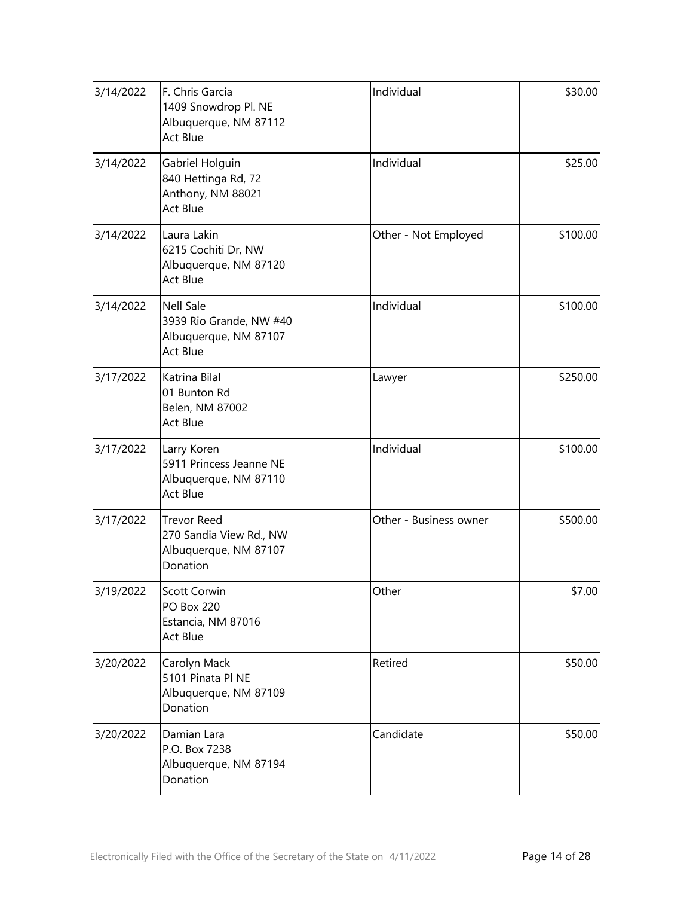| | | | |
|---|---|---|---|
| 3/14/2022 | F. Chris Garcia<br>1409 Snowdrop Pl. NE<br>Albuquerque, NM 87112<br>Act Blue | Individual | $30.00 |
| 3/14/2022 | Gabriel Holguin<br>840 Hettinga Rd, 72<br>Anthony, NM 88021<br>Act Blue | Individual | $25.00 |
| 3/14/2022 | Laura Lakin<br>6215 Cochiti Dr, NW<br>Albuquerque, NM 87120<br>Act Blue | Other - Not Employed | $100.00 |
| 3/14/2022 | Nell Sale<br>3939 Rio Grande, NW #40<br>Albuquerque, NM 87107<br>Act Blue | Individual | $100.00 |
| 3/17/2022 | Katrina Bilal<br>01 Bunton Rd<br>Belen, NM 87002<br>Act Blue | Lawyer | $250.00 |
| 3/17/2022 | Larry Koren<br>5911 Princess Jeanne NE<br>Albuquerque, NM 87110<br>Act Blue | Individual | $100.00 |
| 3/17/2022 | Trevor Reed<br>270 Sandia View Rd., NW<br>Albuquerque, NM 87107<br>Donation | Other - Business owner | $500.00 |
| 3/19/2022 | Scott Corwin<br>PO Box 220<br>Estancia, NM 87016<br>Act Blue | Other | $7.00 |
| 3/20/2022 | Carolyn Mack<br>5101 Pinata Pl NE<br>Albuquerque, NM 87109<br>Donation | Retired | $50.00 |
| 3/20/2022 | Damian Lara<br>P.O. Box 7238<br>Albuquerque, NM 87194<br>Donation | Candidate | $50.00 |

Electronically Filed with the Office of the Secretary of the State on 4/11/2022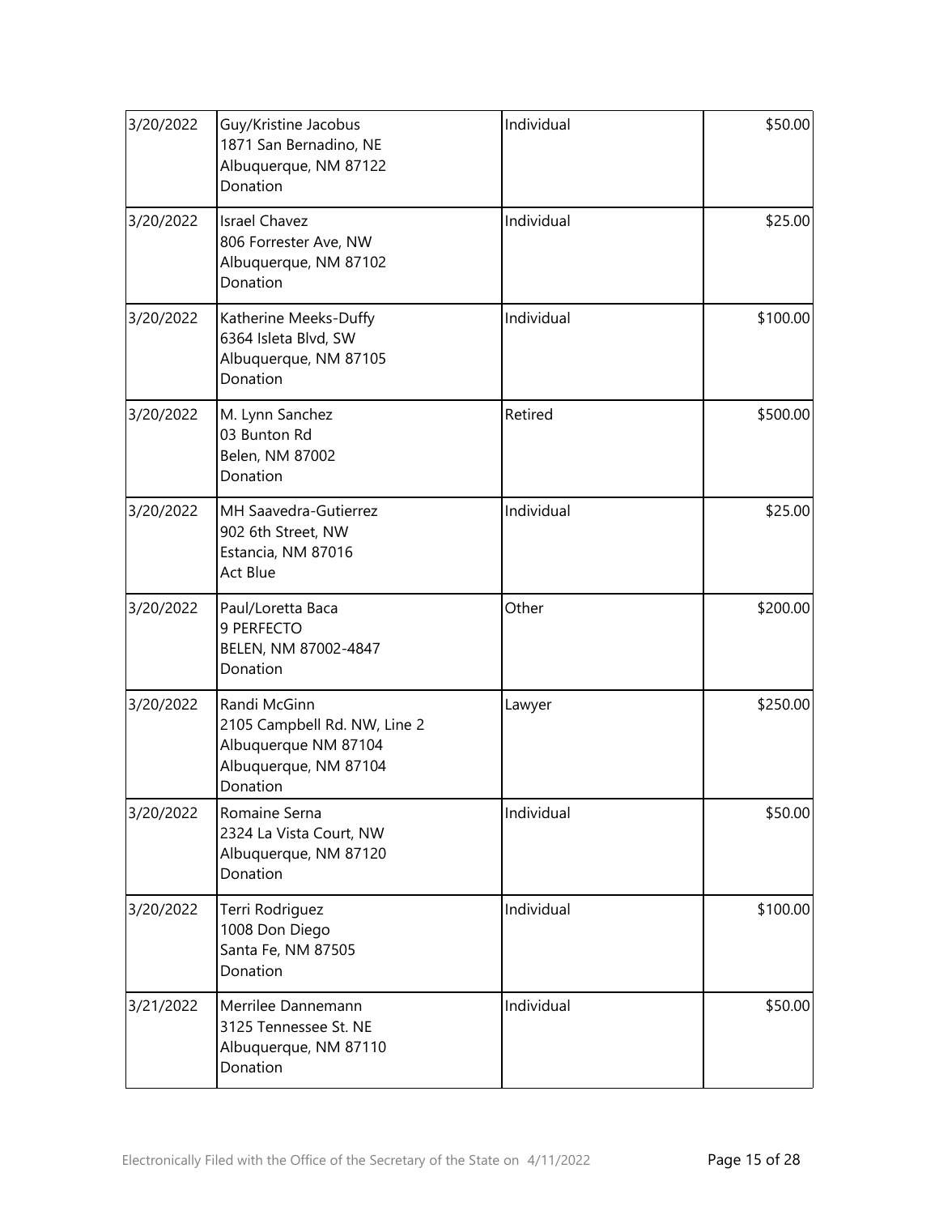| | | | |
|---|---|---|---|
| 3/20/2022 | Guy/Kristine Jacobus<br>1871 San Bernadino, NE<br>Albuquerque, NM 87122<br>Donation | Individual | $50.00 |
| 3/20/2022 | Israel Chavez<br>806 Forrester Ave, NW<br>Albuquerque, NM 87102<br>Donation | Individual | $25.00 |
| 3/20/2022 | Katherine Meeks-Duffy<br>6364 Isleta Blvd, SW<br>Albuquerque, NM 87105<br>Donation | Individual | $100.00 |
| 3/20/2022 | M. Lynn Sanchez<br>03 Bunton Rd<br>Belen, NM 87002<br>Donation | Retired | $500.00 |
| 3/20/2022 | MH Saavedra-Gutierrez<br>902 6th Street, NW<br>Estancia, NM 87016<br>Act Blue | Individual | $25.00 |
| 3/20/2022 | Paul/Loretta Baca<br>9 PERFECTO<br>BELEN, NM 87002-4847<br>Donation | Other | $200.00 |
| 3/20/2022 | Randi McGinn<br>2105 Campbell Rd. NW, Line 2<br>Albuquerque NM 87104<br>Albuquerque, NM 87104<br>Donation | Lawyer | $250.00 |
| 3/20/2022 | Romaine Serna<br>2324 La Vista Court, NW<br>Albuquerque, NM 87120<br>Donation | Individual | $50.00 |
| 3/20/2022 | Terri Rodriguez<br>1008 Don Diego<br>Santa Fe, NM 87505<br>Donation | Individual | $100.00 |
| 3/21/2022 | Merrilee Dannemann<br>3125 Tennessee St. NE<br>Albuquerque, NM 87110<br>Donation | Individual | $50.00 |

Electronically Filed with the Office of the Secretary of the State on 4/11/2022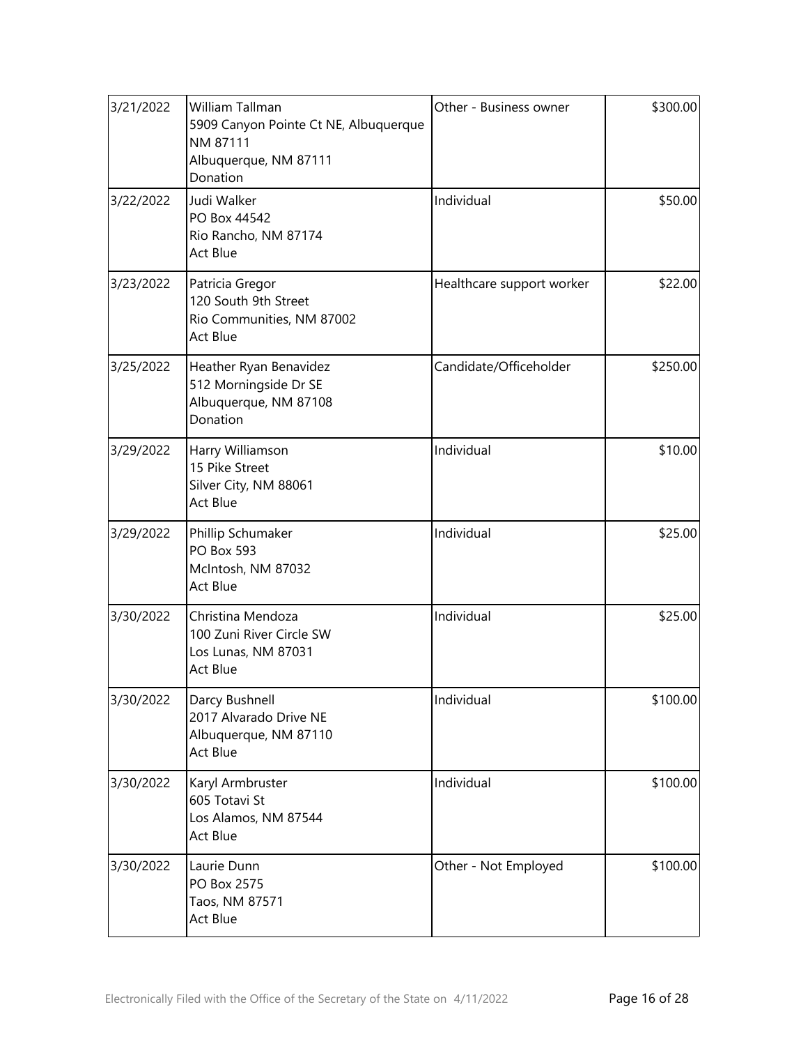| | | | |
|---|---|---|---|
| 3/21/2022 | William Tallman<br>5909 Canyon Pointe Ct NE, Albuquerque NM 87111<br>Albuquerque, NM 87111<br>Donation | Other - Business owner | \$300.00 |
| 3/22/2022 | Judi Walker<br>PO Box 44542<br>Rio Rancho, NM 87174<br>Act Blue | Individual | \$50.00 |
| 3/23/2022 | Patricia Gregor<br>120 South 9th Street<br>Rio Communities, NM 87002<br>Act Blue | Healthcare support worker | \$22.00 |
| 3/25/2022 | Heather Ryan Benavidez<br>512 Morningside Dr SE<br>Albuquerque, NM 87108<br>Donation | Candidate/Officeholder | \$250.00 |
| 3/29/2022 | Harry Williamson<br>15 Pike Street<br>Silver City, NM 88061<br>Act Blue | Individual | \$10.00 |
| 3/29/2022 | Phillip Schumaker<br>PO Box 593<br>McIntosh, NM 87032<br>Act Blue | Individual | \$25.00 |
| 3/30/2022 | Christina Mendoza<br>100 Zuni River Circle SW<br>Los Lunas, NM 87031<br>Act Blue | Individual | \$25.00 |
| 3/30/2022 | Darcy Bushnell<br>2017 Alvarado Drive NE<br>Albuquerque, NM 87110<br>Act Blue | Individual | \$100.00 |
| 3/30/2022 | Karyl Armbruster<br>605 Totavi St<br>Los Alamos, NM 87544<br>Act Blue | Individual | \$100.00 |
| 3/30/2022 | Laurie Dunn<br>PO Box 2575<br>Taos, NM 87571<br>Act Blue | Other - Not Employed | \$100.00 |

Electronically Filed with the Office of the Secretary of the State on 4/11/2022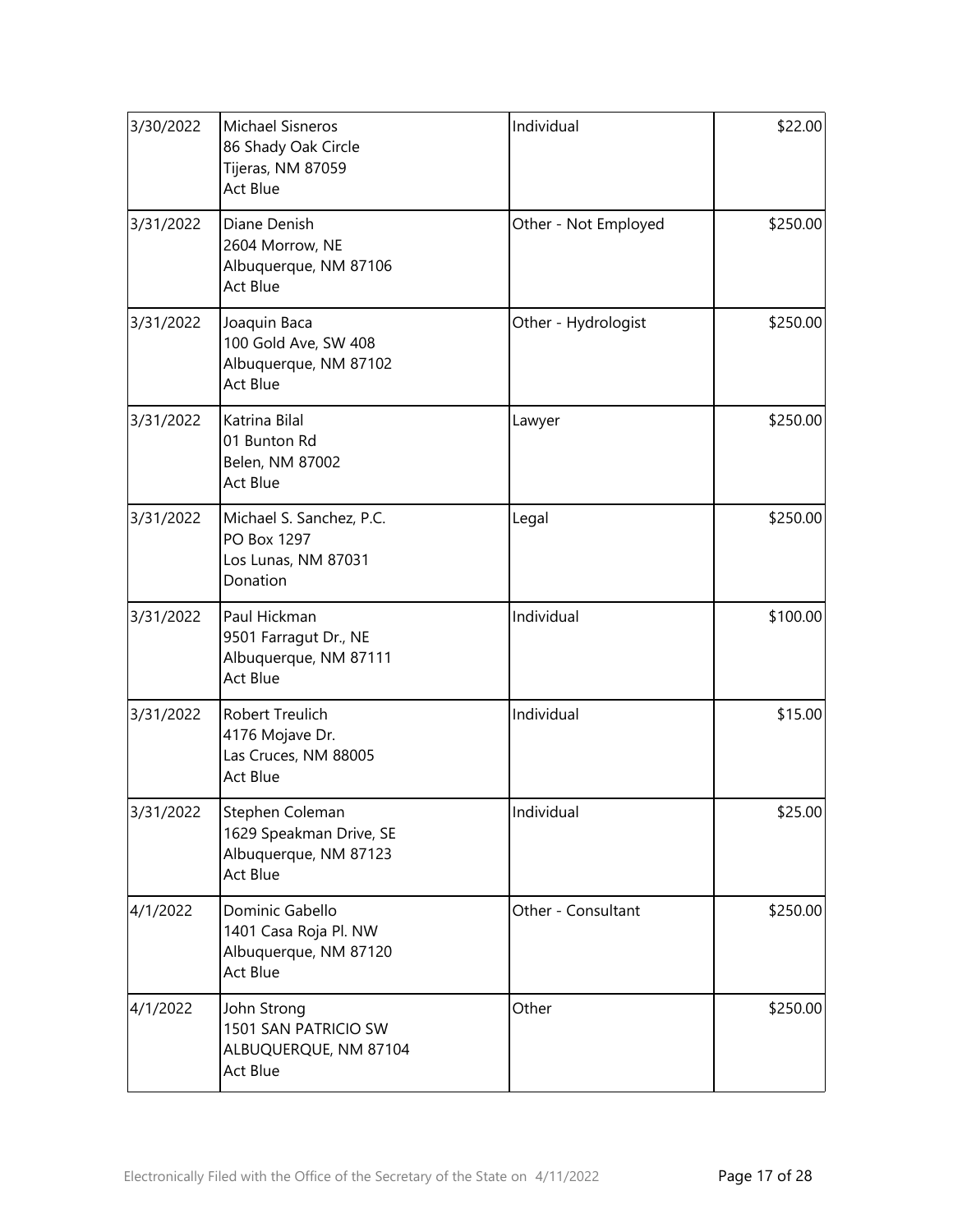| | | | |
|---|---|---|---|
| 3/30/2022 | Michael Sisneros<br>86 Shady Oak Circle<br>Tijeras, NM 87059<br>Act Blue | Individual | \$22.00 |
| 3/31/2022 | Diane Denish<br>2604 Morrow, NE<br>Albuquerque, NM 87106<br>Act Blue | Other - Not Employed | \$250.00 |
| 3/31/2022 | Joaquin Baca<br>100 Gold Ave, SW 408<br>Albuquerque, NM 87102<br>Act Blue | Other - Hydrologist | \$250.00 |
| 3/31/2022 | Katrina Bilal<br>01 Bunton Rd<br>Belen, NM 87002<br>Act Blue | Lawyer | \$250.00 |
| 3/31/2022 | Michael S. Sanchez, P.C.<br>PO Box 1297<br>Los Lunas, NM 87031<br>Donation | Legal | \$250.00 |
| 3/31/2022 | Paul Hickman<br>9501 Farragut Dr., NE<br>Albuquerque, NM 87111<br>Act Blue | Individual | \$100.00 |
| 3/31/2022 | Robert Treulich<br>4176 Mojave Dr.<br>Las Cruces, NM 88005<br>Act Blue | Individual | \$15.00 |
| 3/31/2022 | Stephen Coleman<br>1629 Speakman Drive, SE<br>Albuquerque, NM 87123<br>Act Blue | Individual | \$25.00 |
| 4/1/2022 | Dominic Gabello<br>1401 Casa Roja Pl. NW<br>Albuquerque, NM 87120<br>Act Blue | Other - Consultant | \$250.00 |
| 4/1/2022 | John Strong<br>1501 SAN PATRICIO SW<br>ALBUQUERQUE, NM 87104<br>Act Blue | Other | \$250.00 |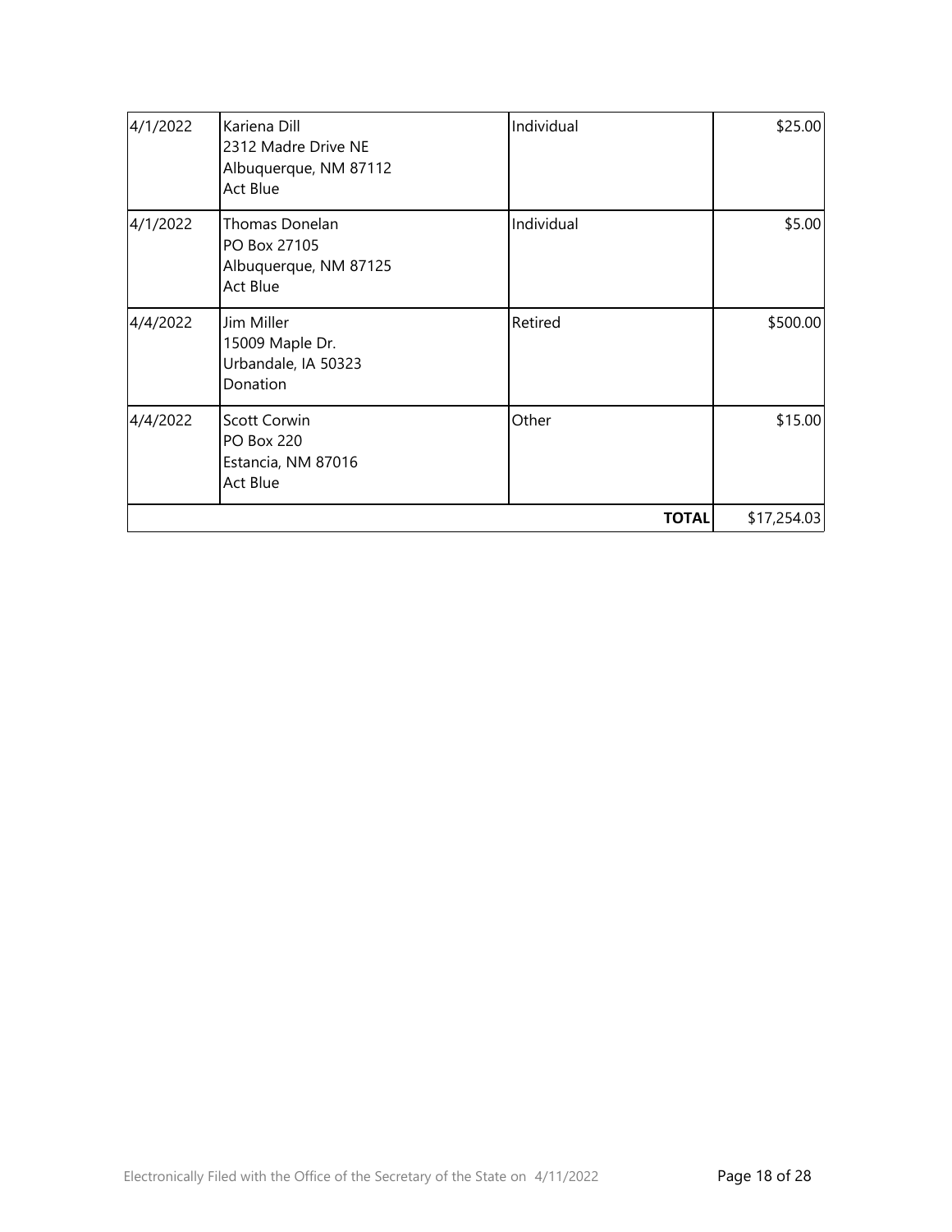| | | | |
|---|---|---|---|
| 4/1/2022 | Kariena Dill<br>2312 Madre Drive NE<br>Albuquerque, NM 87112<br>Act Blue | Individual | $25.00 |
| 4/1/2022 | Thomas Donelan<br>PO Box 27105<br>Albuquerque, NM 87125<br>Act Blue | Individual | $5.00 |
| 4/4/2022 | Jim Miller<br>15009 Maple Dr.<br>Urbandale, IA 50323<br>Donation | Retired | $500.00 |
| 4/4/2022 | Scott Corwin<br>PO Box 220<br>Estancia, NM 87016<br>Act Blue | Other | $15.00 |
| | | **TOTAL** | $17,254.03 |

Electronically Filed with the Office of the Secretary of the State on 4/11/2022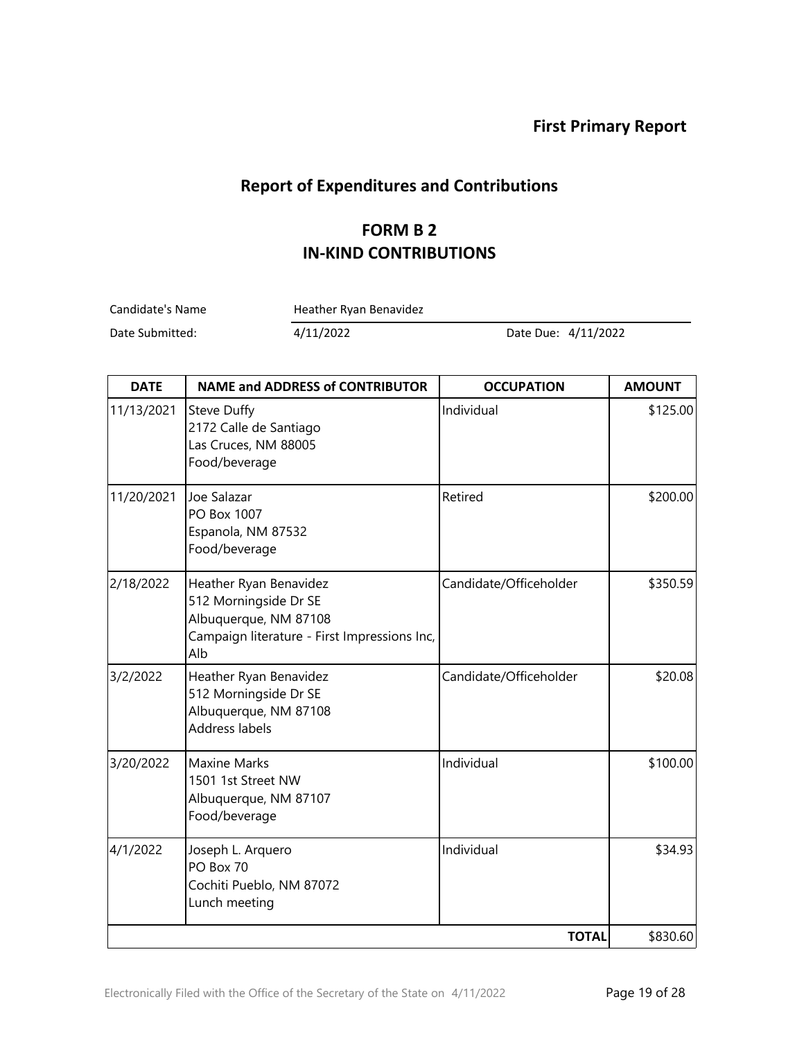**First Primary Report**

## Report of Expenditures and Contributions

## FORM B 2
## IN-KIND CONTRIBUTIONS

Candidate's Name: Heather Ryan Benavidez

Date Submitted: 4/11/2022    Date Due: 4/11/2022

| DATE | NAME and ADDRESS of CONTRIBUTOR | OCCUPATION | AMOUNT |
|---|---|---|---|
| 11/13/2021 | Steve Duffy<br>2172 Calle de Santiago<br>Las Cruces, NM 88005<br>Food/beverage | Individual | \$125.00 |
| 11/20/2021 | Joe Salazar<br>PO Box 1007<br>Espanola, NM 87532<br>Food/beverage | Retired | \$200.00 |
| 2/18/2022 | Heather Ryan Benavidez<br>512 Morningside Dr SE<br>Albuquerque, NM 87108<br>Campaign literature - First Impressions Inc, Alb | Candidate/Officeholder | \$350.59 |
| 3/2/2022 | Heather Ryan Benavidez<br>512 Morningside Dr SE<br>Albuquerque, NM 87108<br>Address labels | Candidate/Officeholder | \$20.08 |
| 3/20/2022 | Maxine Marks<br>1501 1st Street NW<br>Albuquerque, NM 87107<br>Food/beverage | Individual | \$100.00 |
| 4/1/2022 | Joseph L. Arquero<br>PO Box 70<br>Cochiti Pueblo, NM 87072<br>Lunch meeting | Individual | \$34.93 |
| | | **TOTAL** | \$830.60 |

Electronically Filed with the Office of the Secretary of the State on 4/11/2022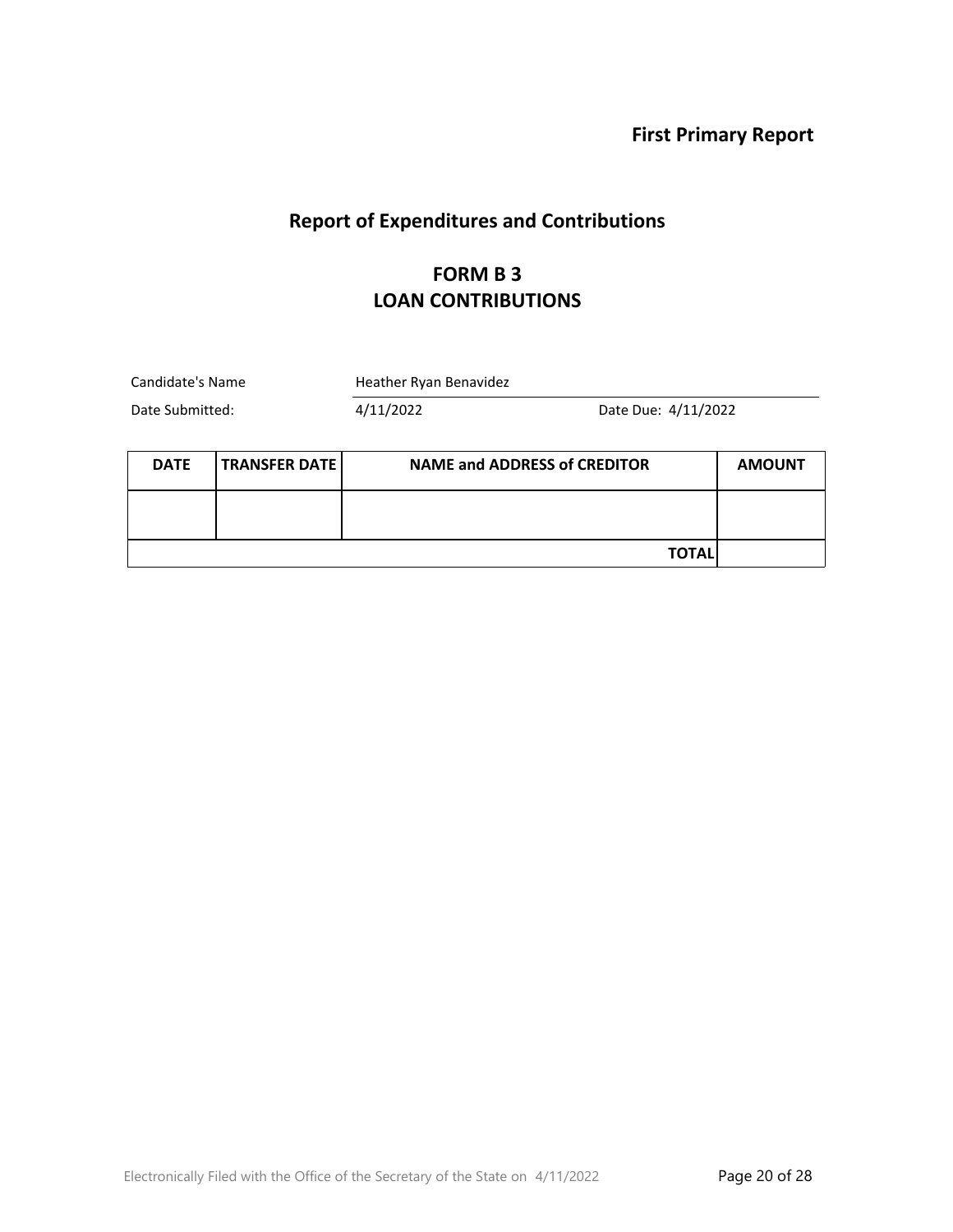**First Primary Report**

## Report of Expenditures and Contributions

### FORM B 3
### LOAN CONTRIBUTIONS

Candidate's Name: Heather Ryan Benavidez

Date Submitted: 4/11/2022 Date Due: 4/11/2022

| DATE | TRANSFER DATE | NAME and ADDRESS of CREDITOR | AMOUNT |
|---|---|---|---|
| | | | |
| | | **TOTAL** | |

Electronically Filed with the Office of the Secretary of the State on 4/11/2022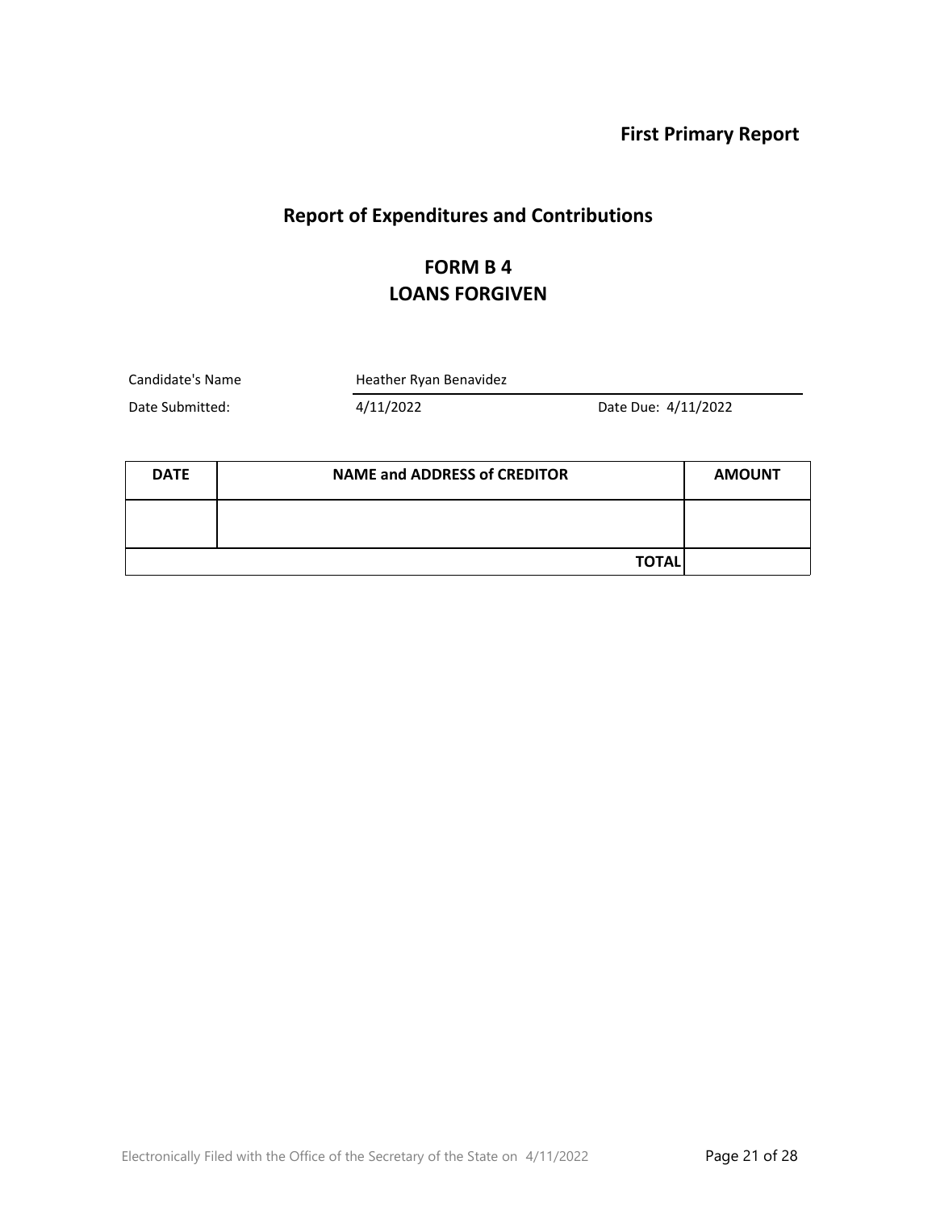**First Primary Report**

## Report of Expenditures and Contributions

## FORM B 4
## LOANS FORGIVEN

Candidate's Name: Heather Ryan Benavidez

Date Submitted: 4/11/2022 Date Due: 4/11/2022

| DATE | NAME and ADDRESS of CREDITOR | AMOUNT |
| --- | --- | --- |
| | | |
| | **TOTAL** | |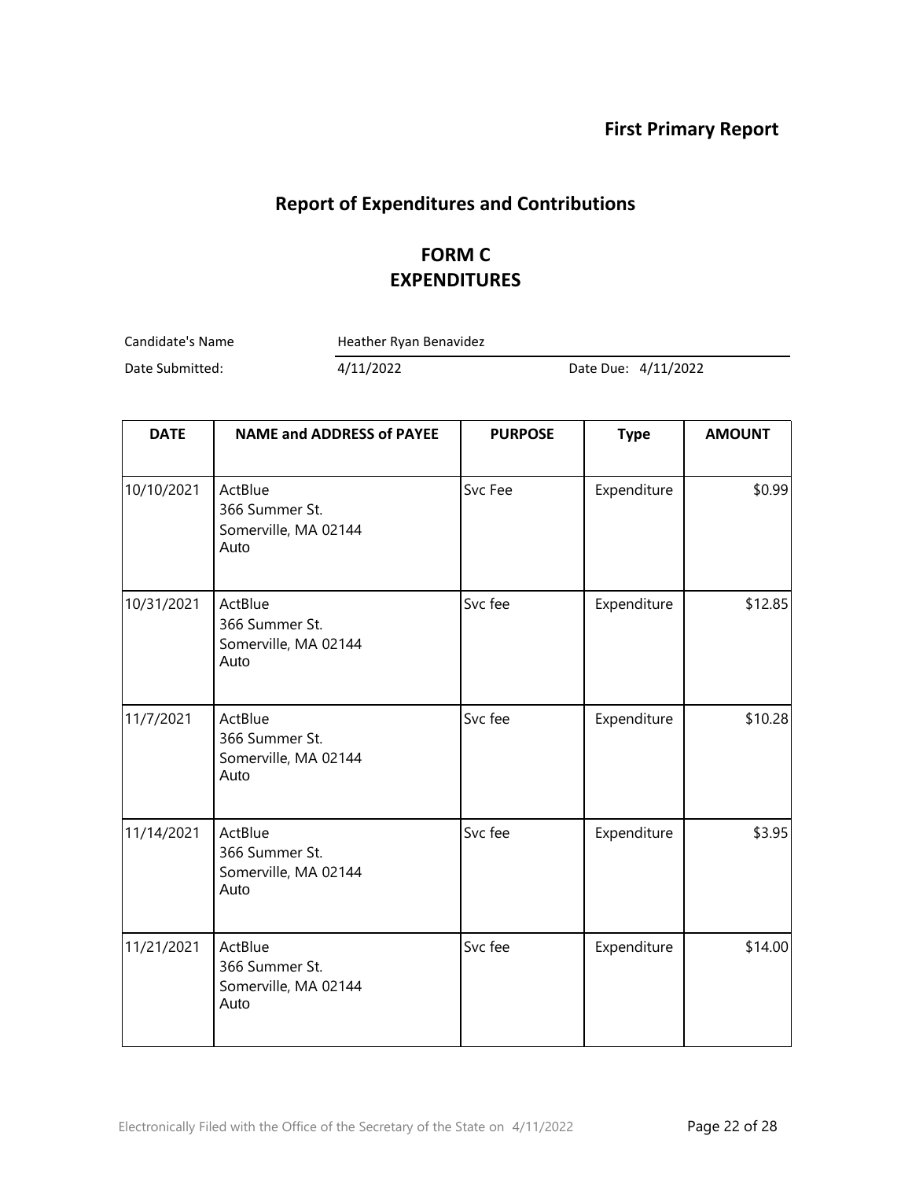**First Primary Report**

## Report of Expenditures and Contributions

## FORM C
## EXPENDITURES

Candidate's Name: Heather Ryan Benavidez

Date Submitted: 4/11/2022 Date Due: 4/11/2022

| DATE | NAME and ADDRESS of PAYEE | PURPOSE | Type | AMOUNT |
|---|---|---|---|---|
| 10/10/2021 | ActBlue<br>366 Summer St.<br>Somerville, MA 02144<br>Auto | Svc Fee | Expenditure | $0.99 |
| 10/31/2021 | ActBlue<br>366 Summer St.<br>Somerville, MA 02144<br>Auto | Svc fee | Expenditure | $12.85 |
| 11/7/2021 | ActBlue<br>366 Summer St.<br>Somerville, MA 02144<br>Auto | Svc fee | Expenditure | $10.28 |
| 11/14/2021 | ActBlue<br>366 Summer St.<br>Somerville, MA 02144<br>Auto | Svc fee | Expenditure | $3.95 |
| 11/21/2021 | ActBlue<br>366 Summer St.<br>Somerville, MA 02144<br>Auto | Svc fee | Expenditure | $14.00 |

Electronically Filed with the Office of the Secretary of the State on 4/11/2022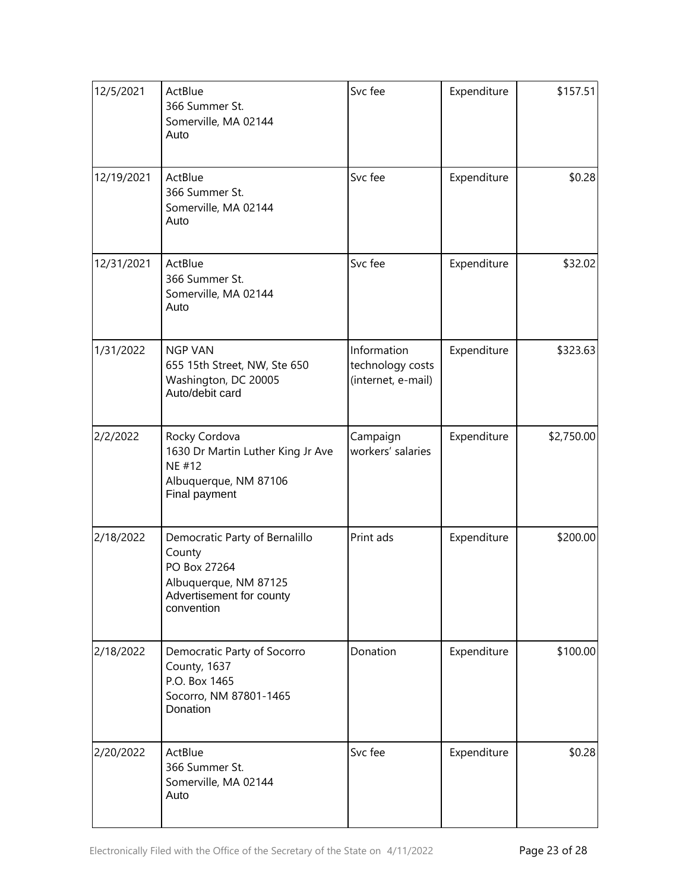| | | | | |
|---|---|---|---|---|
| 12/5/2021 | ActBlue<br>366 Summer St.<br>Somerville, MA 02144<br>Auto | Svc fee | Expenditure | $157.51 |
| 12/19/2021 | ActBlue<br>366 Summer St.<br>Somerville, MA 02144<br>Auto | Svc fee | Expenditure | $0.28 |
| 12/31/2021 | ActBlue<br>366 Summer St.<br>Somerville, MA 02144<br>Auto | Svc fee | Expenditure | $32.02 |
| 1/31/2022 | NGP VAN<br>655 15th Street, NW, Ste 650<br>Washington, DC 20005<br>Auto/debit card | Information technology costs (internet, e-mail) | Expenditure | $323.63 |
| 2/2/2022 | Rocky Cordova<br>1630 Dr Martin Luther King Jr Ave NE #12<br>Albuquerque, NM 87106<br>Final payment | Campaign workers' salaries | Expenditure | $2,750.00 |
| 2/18/2022 | Democratic Party of Bernalillo County<br>PO Box 27264<br>Albuquerque, NM 87125<br>Advertisement for county convention | Print ads | Expenditure | $200.00 |
| 2/18/2022 | Democratic Party of Socorro County, 1637<br>P.O. Box 1465<br>Socorro, NM 87801-1465<br>Donation | Donation | Expenditure | $100.00 |
| 2/20/2022 | ActBlue<br>366 Summer St.<br>Somerville, MA 02144<br>Auto | Svc fee | Expenditure | $0.28 |

Electronically Filed with the Office of the Secretary of the State on 4/11/2022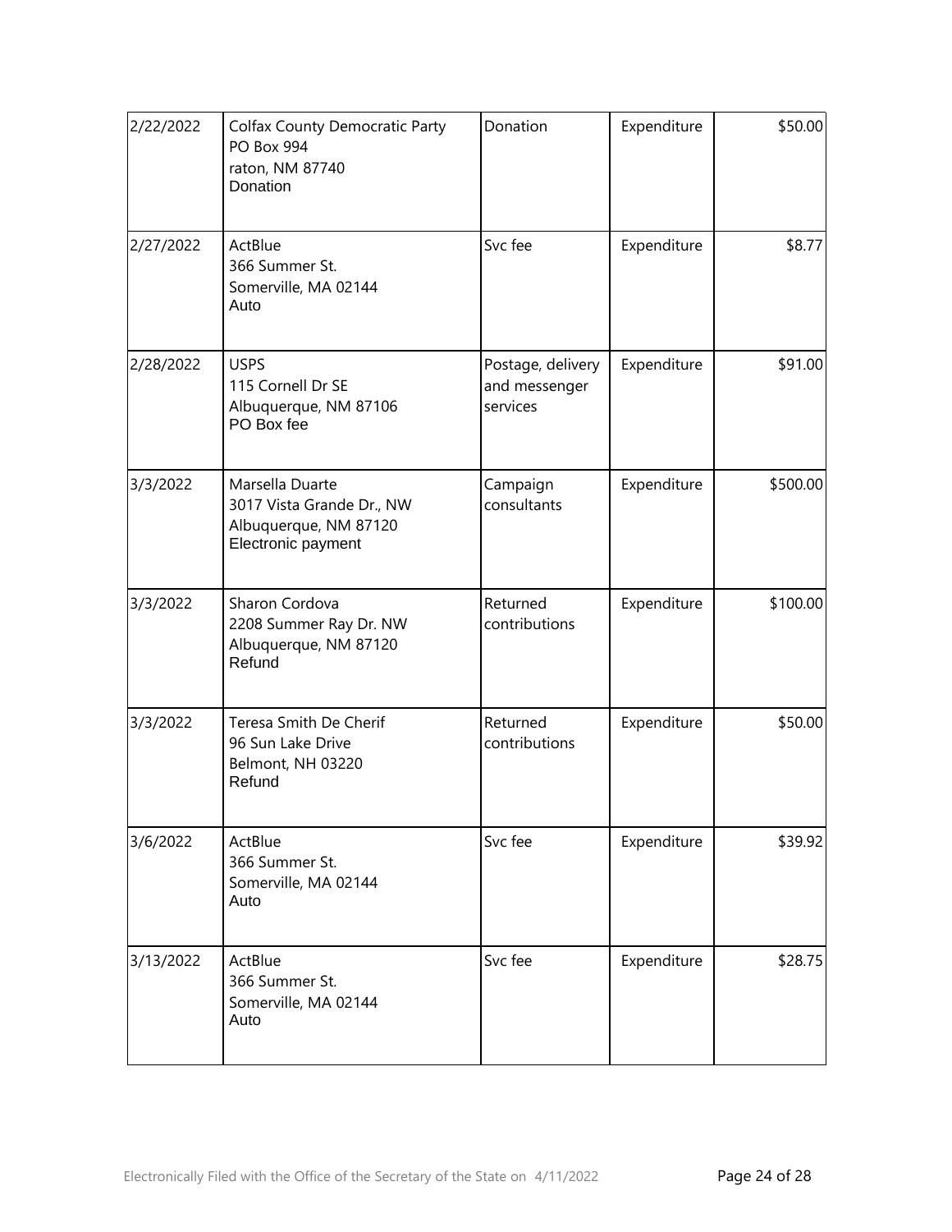| 2/22/2022 | Colfax County Democratic Party<br>PO Box 994<br>raton, NM 87740<br>Donation | Donation | Expenditure | $50.00 |
|---|---|---|---|---|
| 2/27/2022 | ActBlue<br>366 Summer St.<br>Somerville, MA 02144<br>Auto | Svc fee | Expenditure | $8.77 |
| 2/28/2022 | USPS<br>115 Cornell Dr SE<br>Albuquerque, NM 87106<br>PO Box fee | Postage, delivery and messenger services | Expenditure | $91.00 |
| 3/3/2022 | Marsella Duarte<br>3017 Vista Grande Dr., NW<br>Albuquerque, NM 87120<br>Electronic payment | Campaign consultants | Expenditure | $500.00 |
| 3/3/2022 | Sharon Cordova<br>2208 Summer Ray Dr. NW<br>Albuquerque, NM 87120<br>Refund | Returned contributions | Expenditure | $100.00 |
| 3/3/2022 | Teresa Smith De Cherif<br>96 Sun Lake Drive<br>Belmont, NH 03220<br>Refund | Returned contributions | Expenditure | $50.00 |
| 3/6/2022 | ActBlue<br>366 Summer St.<br>Somerville, MA 02144<br>Auto | Svc fee | Expenditure | $39.92 |
| 3/13/2022 | ActBlue<br>366 Summer St.<br>Somerville, MA 02144<br>Auto | Svc fee | Expenditure | $28.75 |

Electronically Filed with the Office of the Secretary of the State on 4/11/2022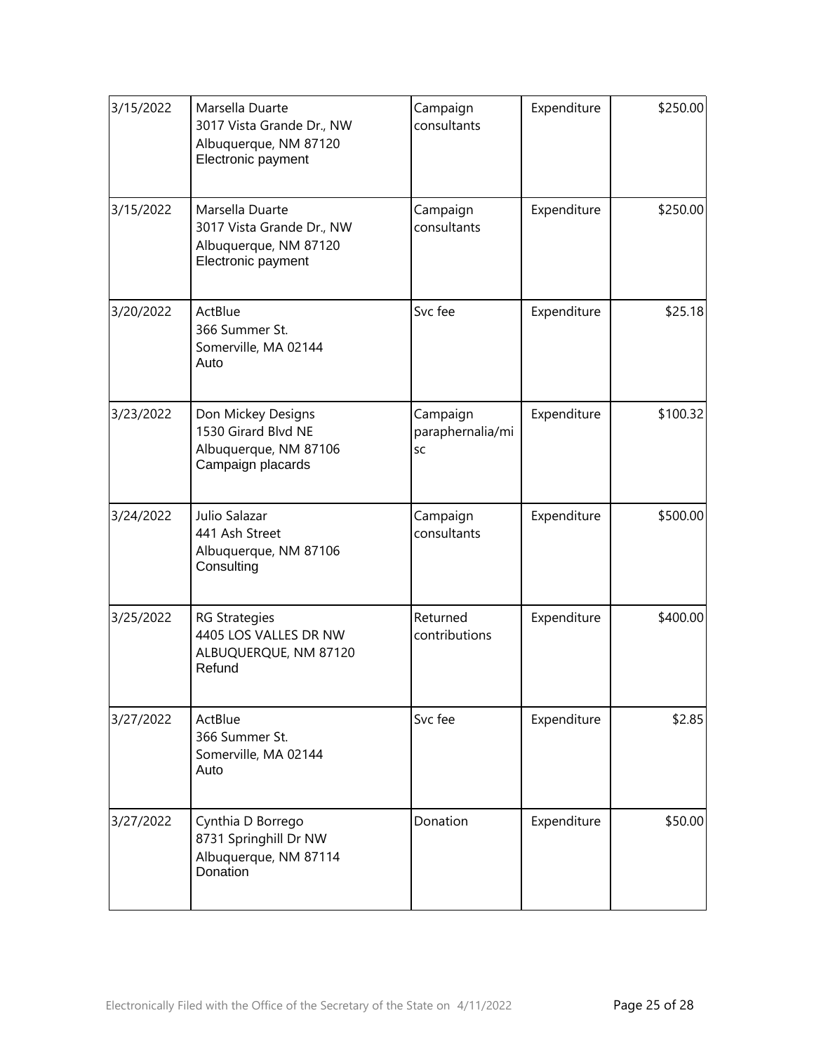| | | | | |
|---|---|---|---|---|
| 3/15/2022 | Marsella Duarte<br>3017 Vista Grande Dr., NW<br>Albuquerque, NM 87120<br>Electronic payment | Campaign consultants | Expenditure | \$250.00 |
| 3/15/2022 | Marsella Duarte<br>3017 Vista Grande Dr., NW<br>Albuquerque, NM 87120<br>Electronic payment | Campaign consultants | Expenditure | \$250.00 |
| 3/20/2022 | ActBlue<br>366 Summer St.<br>Somerville, MA 02144<br>Auto | Svc fee | Expenditure | \$25.18 |
| 3/23/2022 | Don Mickey Designs<br>1530 Girard Blvd NE<br>Albuquerque, NM 87106<br>Campaign placards | Campaign paraphernalia/misc | Expenditure | \$100.32 |
| 3/24/2022 | Julio Salazar<br>441 Ash Street<br>Albuquerque, NM 87106<br>Consulting | Campaign consultants | Expenditure | \$500.00 |
| 3/25/2022 | RG Strategies<br>4405 LOS VALLES DR NW<br>ALBUQUERQUE, NM 87120<br>Refund | Returned contributions | Expenditure | \$400.00 |
| 3/27/2022 | ActBlue<br>366 Summer St.<br>Somerville, MA 02144<br>Auto | Svc fee | Expenditure | \$2.85 |
| 3/27/2022 | Cynthia D Borrego<br>8731 Springhill Dr NW<br>Albuquerque, NM 87114<br>Donation | Donation | Expenditure | \$50.00 |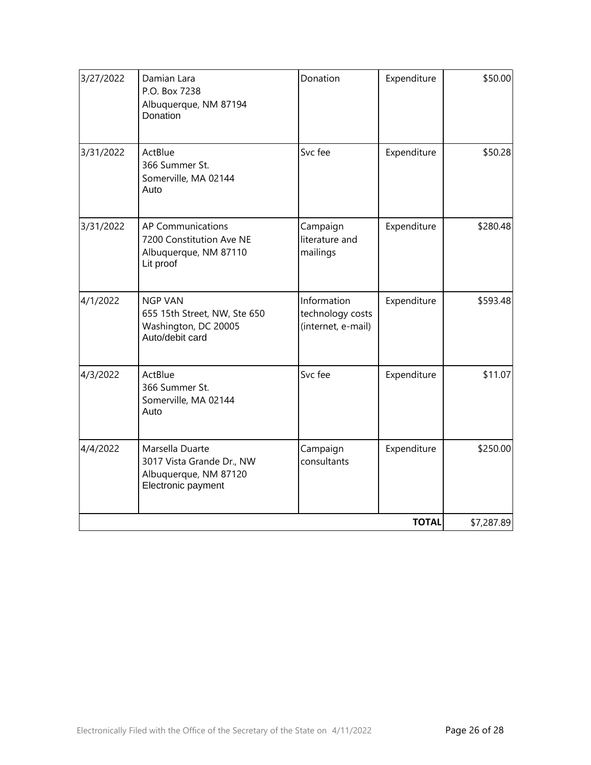| | | | | |
|---|---|---|---|---|
| 3/27/2022 | Damian Lara<br>P.O. Box 7238<br>Albuquerque, NM 87194<br>Donation | Donation | Expenditure | $50.00 |
| 3/31/2022 | ActBlue<br>366 Summer St.<br>Somerville, MA 02144<br>Auto | Svc fee | Expenditure | $50.28 |
| 3/31/2022 | AP Communications<br>7200 Constitution Ave NE<br>Albuquerque, NM 87110<br>Lit proof | Campaign literature and mailings | Expenditure | $280.48 |
| 4/1/2022 | NGP VAN<br>655 15th Street, NW, Ste 650<br>Washington, DC 20005<br>Auto/debit card | Information technology costs (internet, e-mail) | Expenditure | $593.48 |
| 4/3/2022 | ActBlue<br>366 Summer St.<br>Somerville, MA 02144<br>Auto | Svc fee | Expenditure | $11.07 |
| 4/4/2022 | Marsella Duarte<br>3017 Vista Grande Dr., NW<br>Albuquerque, NM 87120<br>Electronic payment | Campaign consultants | Expenditure | $250.00 |
| | | | **TOTAL** | $7,287.89 |

Electronically Filed with the Office of the Secretary of the State on 4/11/2022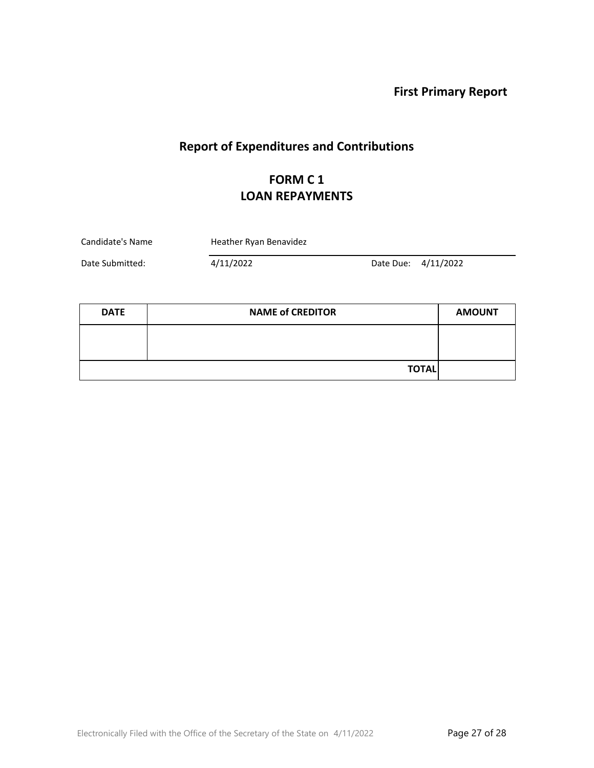**First Primary Report**

# Report of Expenditures and Contributions

## FORM C 1
## LOAN REPAYMENTS

Candidate's Name: Heather Ryan Benavidez

Date Submitted: 4/11/2022 Date Due: 4/11/2022

| DATE | NAME of CREDITOR | AMOUNT |
|---|---|---|
| | | |
| | TOTAL | |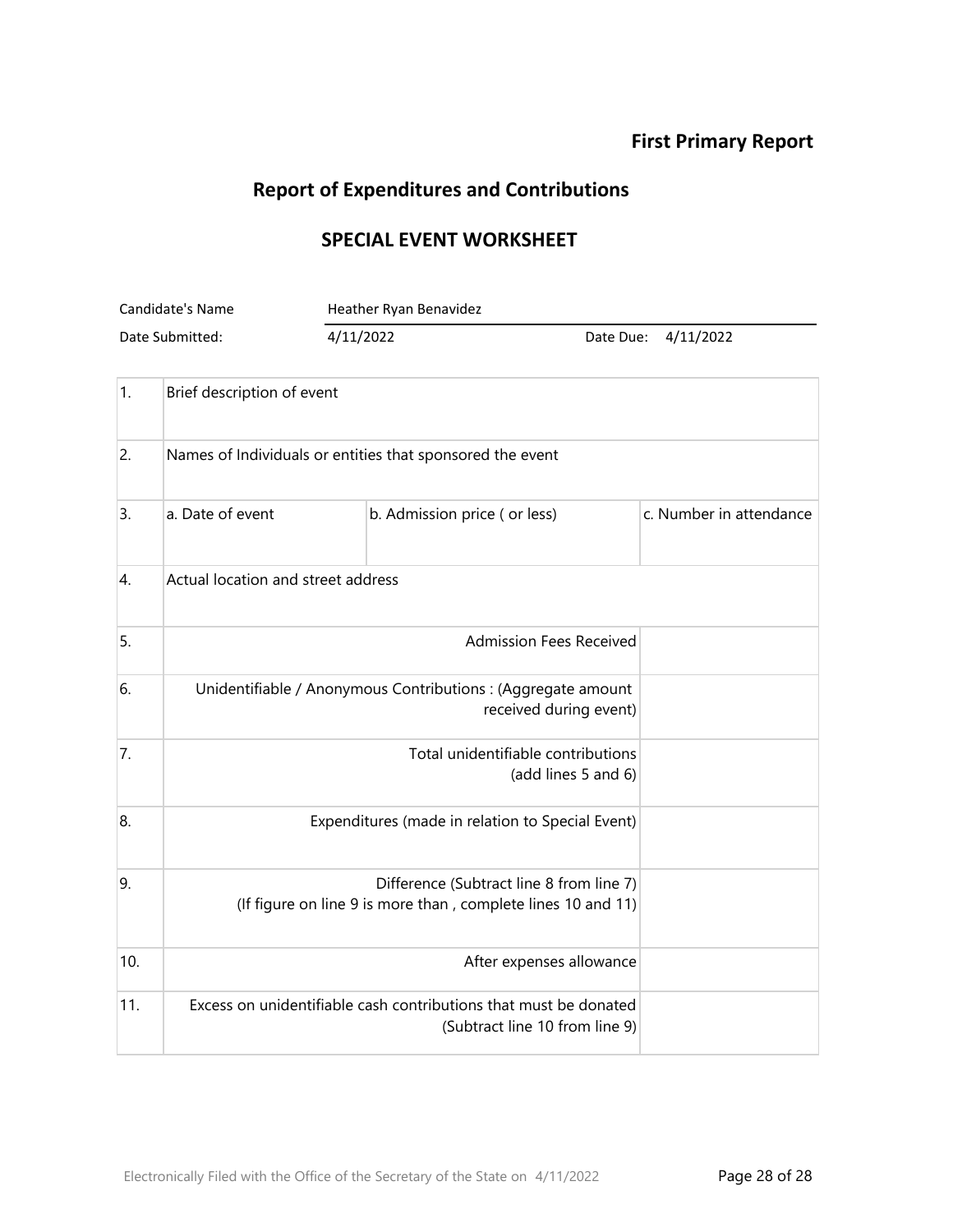**First Primary Report**

## Report of Expenditures and Contributions

### SPECIAL EVENT WORKSHEET

| | | | |
|---|---|---|---|
| Candidate's Name | Heather Ryan Benavidez | | |
| Date Submitted: | 4/11/2022 | Date Due: | 4/11/2022 |

| | | | |
|---|---|---|---|
| 1. | Brief description of event | | |
| 2. | Names of Individuals or entities that sponsored the event | | |
| 3. | a. Date of event | b. Admission price ( or less) | c. Number in attendance |
| 4. | Actual location and street address | | |
| 5. | | Admission Fees Received | |
| 6. | | Unidentifiable / Anonymous Contributions : (Aggregate amount received during event) | |
| 7. | | Total unidentifiable contributions (add lines 5 and 6) | |
| 8. | | Expenditures (made in relation to Special Event) | |
| 9. | | Difference (Subtract line 8 from line 7) (If figure on line 9 is more than , complete lines 10 and 11) | |
| 10. | | After expenses allowance | |
| 11. | | Excess on unidentifiable cash contributions that must be donated (Subtract line 10 from line 9) | |

Electronically Filed with the Office of the Secretary of the State on 4/11/2022